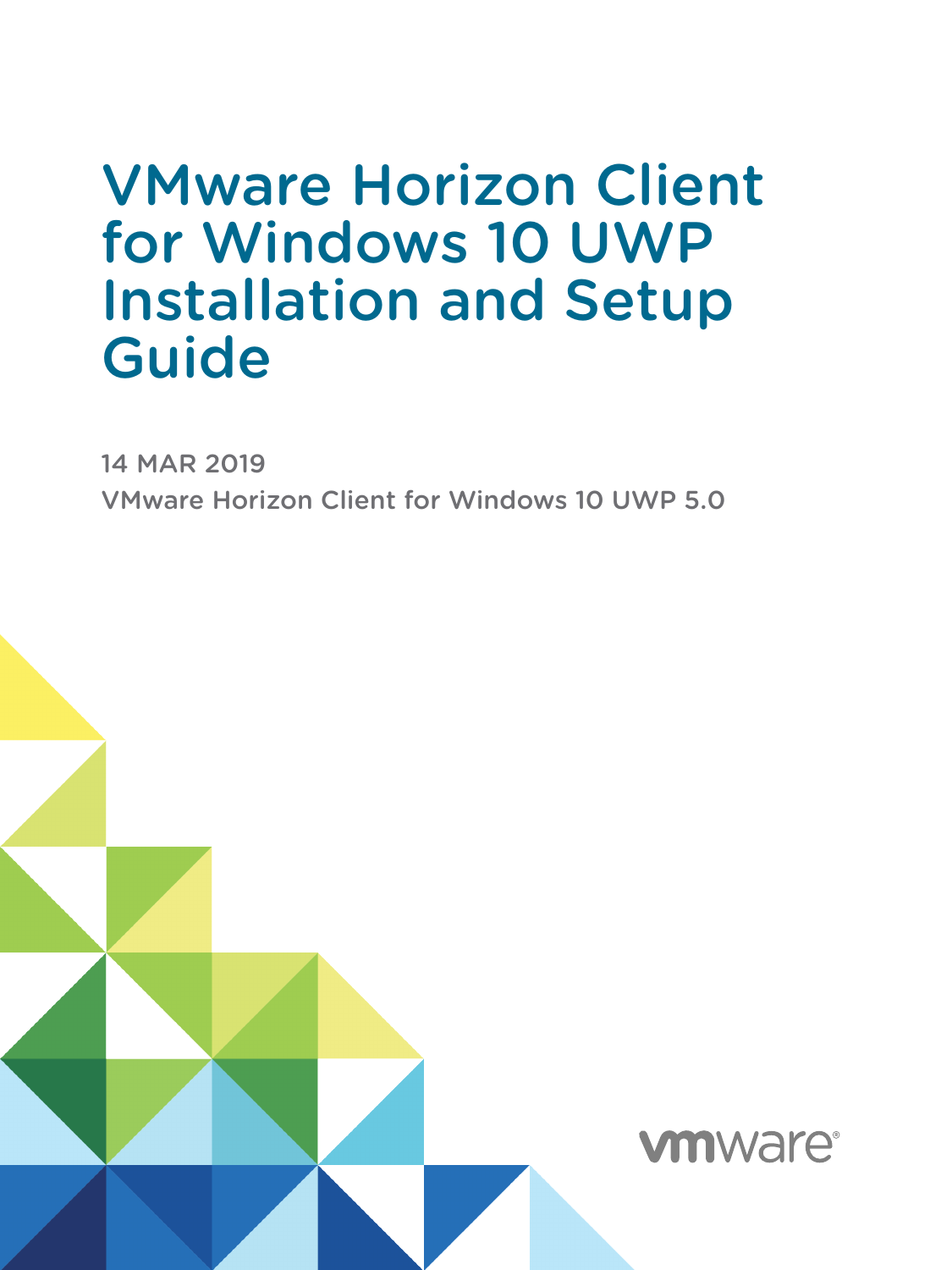# VMware Horizon Client for Windows 10 UWP Installation and Setup Guide

14 MAR 2019

VMware Horizon Client for Windows 10 UWP 5.0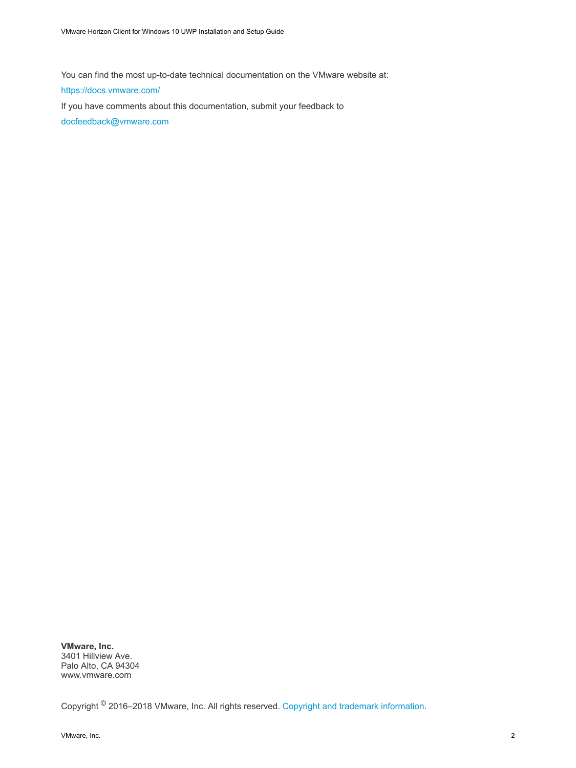You can find the most up-to-date technical documentation on the VMware website at:

https://docs.vmware.com/

If you have comments about this documentation, submit your feedback to

docfeedback@vmware.com

**VMware, Inc.**
3401 Hillview Ave.
Palo Alto, CA 94304
www.vmware.com

Copyright © 2016–2018 VMware, Inc. All rights reserved. Copyright and trademark information.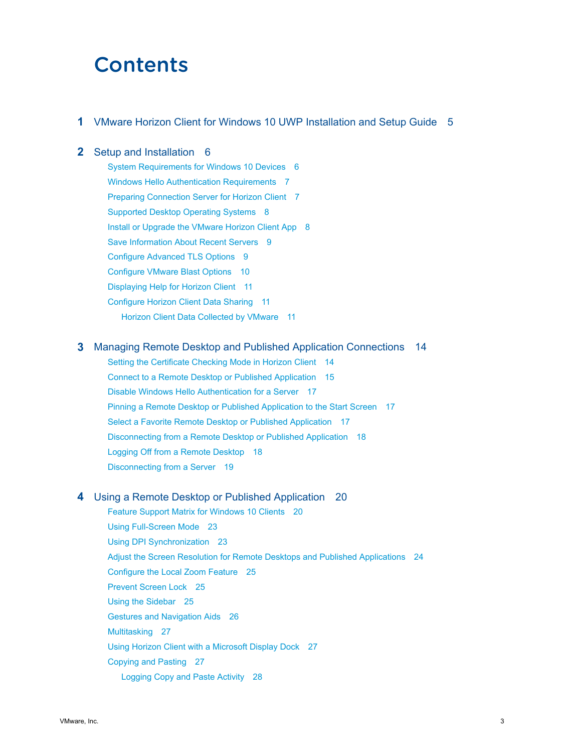# Contents

**1** VMware Horizon Client for Windows 10 UWP Installation and Setup Guide 5

**2** Setup and Installation 6

- System Requirements for Windows 10 Devices 6
- Windows Hello Authentication Requirements 7
- Preparing Connection Server for Horizon Client 7
- Supported Desktop Operating Systems 8
- Install or Upgrade the VMware Horizon Client App 8
- Save Information About Recent Servers 9
- Configure Advanced TLS Options 9
- Configure VMware Blast Options 10
- Displaying Help for Horizon Client 11
- Configure Horizon Client Data Sharing 11
  - Horizon Client Data Collected by VMware 11

**3** Managing Remote Desktop and Published Application Connections 14

- Setting the Certificate Checking Mode in Horizon Client 14
- Connect to a Remote Desktop or Published Application 15
- Disable Windows Hello Authentication for a Server 17
- Pinning a Remote Desktop or Published Application to the Start Screen 17
- Select a Favorite Remote Desktop or Published Application 17
- Disconnecting from a Remote Desktop or Published Application 18
- Logging Off from a Remote Desktop 18
- Disconnecting from a Server 19

**4** Using a Remote Desktop or Published Application 20

- Feature Support Matrix for Windows 10 Clients 20
- Using Full-Screen Mode 23
- Using DPI Synchronization 23
- Adjust the Screen Resolution for Remote Desktops and Published Applications 24
- Configure the Local Zoom Feature 25
- Prevent Screen Lock 25
- Using the Sidebar 25
- Gestures and Navigation Aids 26
- Multitasking 27
- Using Horizon Client with a Microsoft Display Dock 27
- Copying and Pasting 27
  - Logging Copy and Paste Activity 28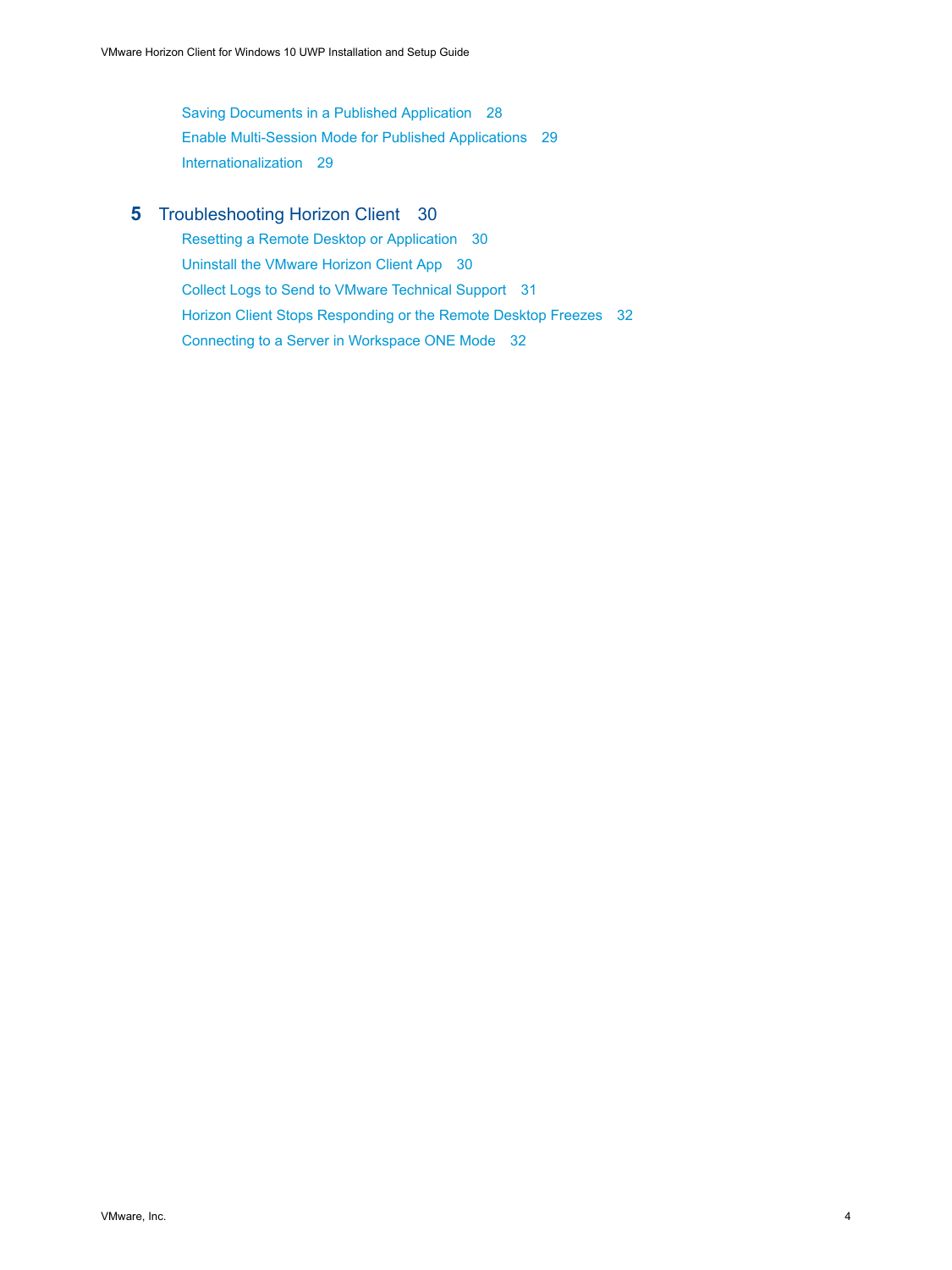Saving Documents in a Published Application 28
Enable Multi-Session Mode for Published Applications 29
Internationalization 29

**5** Troubleshooting Horizon Client 30

Resetting a Remote Desktop or Application 30
Uninstall the VMware Horizon Client App 30
Collect Logs to Send to VMware Technical Support 31
Horizon Client Stops Responding or the Remote Desktop Freezes 32
Connecting to a Server in Workspace ONE Mode 32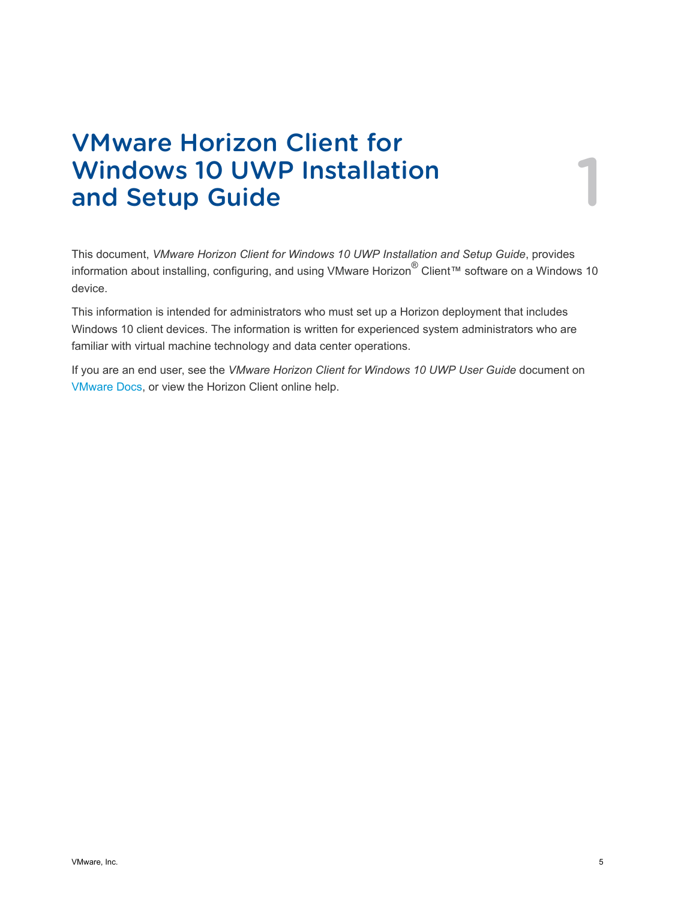# VMware Horizon Client for Windows 10 UWP Installation and Setup Guide

This document, *VMware Horizon Client for Windows 10 UWP Installation and Setup Guide*, provides information about installing, configuring, and using VMware Horizon® Client™ software on a Windows 10 device.

This information is intended for administrators who must set up a Horizon deployment that includes Windows 10 client devices. The information is written for experienced system administrators who are familiar with virtual machine technology and data center operations.

If you are an end user, see the *VMware Horizon Client for Windows 10 UWP User Guide* document on VMware Docs, or view the Horizon Client online help.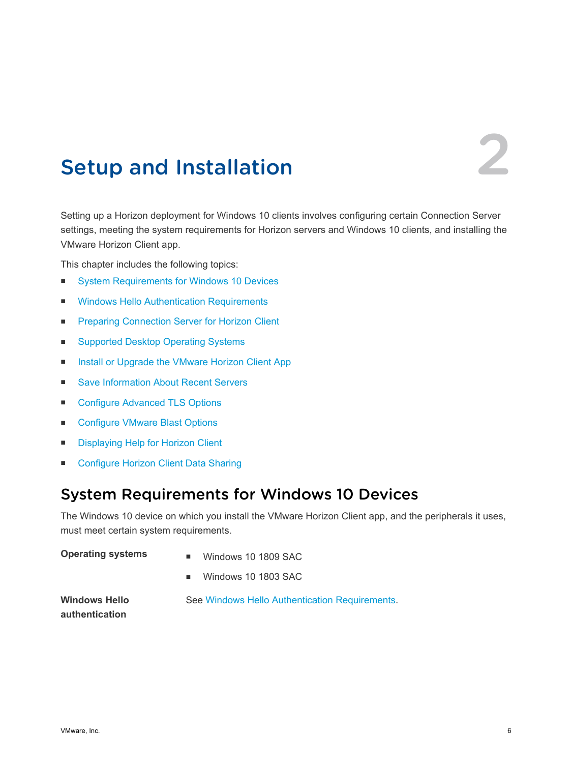# 2 Setup and Installation

Setting up a Horizon deployment for Windows 10 clients involves configuring certain Connection Server settings, meeting the system requirements for Horizon servers and Windows 10 clients, and installing the VMware Horizon Client app.

This chapter includes the following topics:

- System Requirements for Windows 10 Devices
- Windows Hello Authentication Requirements
- Preparing Connection Server for Horizon Client
- Supported Desktop Operating Systems
- Install or Upgrade the VMware Horizon Client App
- Save Information About Recent Servers
- Configure Advanced TLS Options
- Configure VMware Blast Options
- Displaying Help for Horizon Client
- Configure Horizon Client Data Sharing

## System Requirements for Windows 10 Devices

The Windows 10 device on which you install the VMware Horizon Client app, and the peripherals it uses, must meet certain system requirements.

**Operating systems**

- Windows 10 1809 SAC
- Windows 10 1803 SAC

**Windows Hello authentication**

See Windows Hello Authentication Requirements.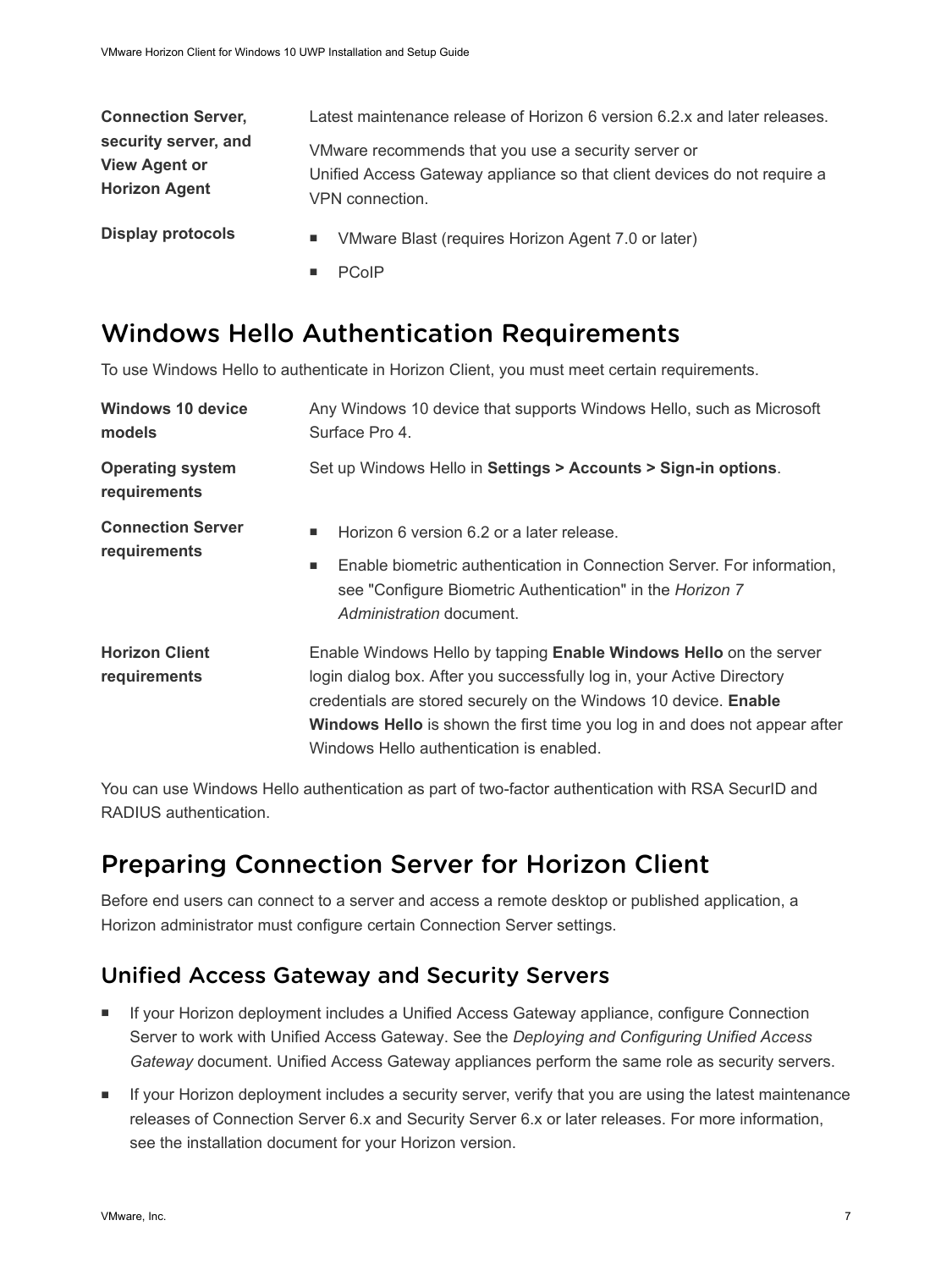| | |
|---|---|
| **Connection Server, security server, and View Agent or Horizon Agent** | Latest maintenance release of Horizon 6 version 6.2.x and later releases.<br><br>VMware recommends that you use a security server or Unified Access Gateway appliance so that client devices do not require a VPN connection. |
| **Display protocols** | ■ VMware Blast (requires Horizon Agent 7.0 or later)<br>■ PCoIP |

## Windows Hello Authentication Requirements

To use Windows Hello to authenticate in Horizon Client, you must meet certain requirements.

| | |
|---|---|
| **Windows 10 device models** | Any Windows 10 device that supports Windows Hello, such as Microsoft Surface Pro 4. |
| **Operating system requirements** | Set up Windows Hello in **Settings > Accounts > Sign-in options**. |
| **Connection Server requirements** | ■ Horizon 6 version 6.2 or a later release.<br>■ Enable biometric authentication in Connection Server. For information, see "Configure Biometric Authentication" in the *Horizon 7 Administration* document. |
| **Horizon Client requirements** | Enable Windows Hello by tapping **Enable Windows Hello** on the server login dialog box. After you successfully log in, your Active Directory credentials are stored securely on the Windows 10 device. **Enable Windows Hello** is shown the first time you log in and does not appear after Windows Hello authentication is enabled. |

You can use Windows Hello authentication as part of two-factor authentication with RSA SecurID and RADIUS authentication.

## Preparing Connection Server for Horizon Client

Before end users can connect to a server and access a remote desktop or published application, a Horizon administrator must configure certain Connection Server settings.

### Unified Access Gateway and Security Servers

- If your Horizon deployment includes a Unified Access Gateway appliance, configure Connection Server to work with Unified Access Gateway. See the *Deploying and Configuring Unified Access Gateway* document. Unified Access Gateway appliances perform the same role as security servers.
- If your Horizon deployment includes a security server, verify that you are using the latest maintenance releases of Connection Server 6.x and Security Server 6.x or later releases. For more information, see the installation document for your Horizon version.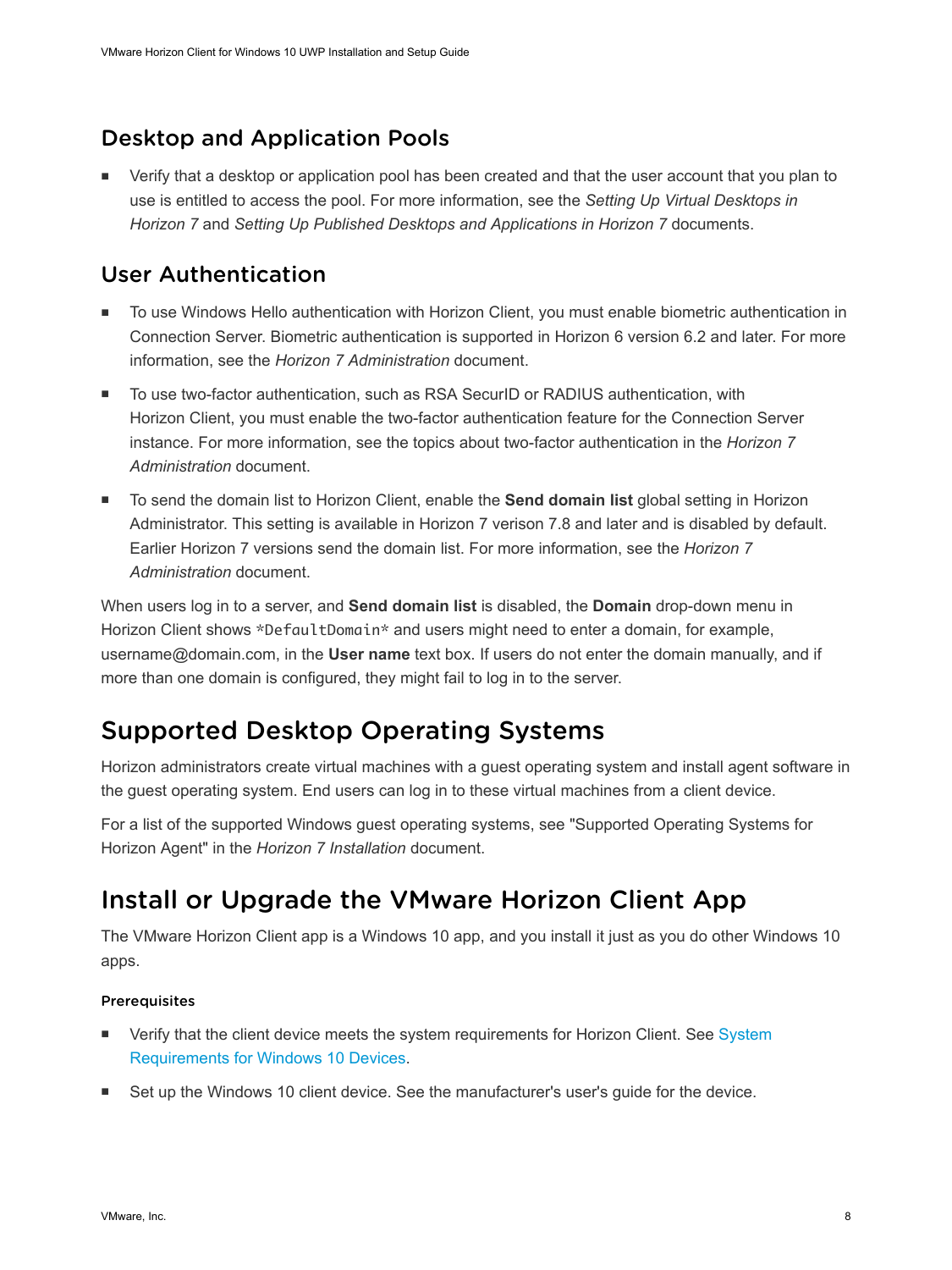### Desktop and Application Pools

- Verify that a desktop or application pool has been created and that the user account that you plan to use is entitled to access the pool. For more information, see the *Setting Up Virtual Desktops in Horizon 7* and *Setting Up Published Desktops and Applications in Horizon 7* documents.

### User Authentication

- To use Windows Hello authentication with Horizon Client, you must enable biometric authentication in Connection Server. Biometric authentication is supported in Horizon 6 version 6.2 and later. For more information, see the *Horizon 7 Administration* document.
- To use two-factor authentication, such as RSA SecurID or RADIUS authentication, with Horizon Client, you must enable the two-factor authentication feature for the Connection Server instance. For more information, see the topics about two-factor authentication in the *Horizon 7 Administration* document.
- To send the domain list to Horizon Client, enable the **Send domain list** global setting in Horizon Administrator. This setting is available in Horizon 7 verison 7.8 and later and is disabled by default. Earlier Horizon 7 versions send the domain list. For more information, see the *Horizon 7 Administration* document.

When users log in to a server, and **Send domain list** is disabled, the **Domain** drop-down menu in Horizon Client shows `*DefaultDomain*` and users might need to enter a domain, for example, username@domain.com, in the **User name** text box. If users do not enter the domain manually, and if more than one domain is configured, they might fail to log in to the server.

## Supported Desktop Operating Systems

Horizon administrators create virtual machines with a guest operating system and install agent software in the guest operating system. End users can log in to these virtual machines from a client device.

For a list of the supported Windows guest operating systems, see "Supported Operating Systems for Horizon Agent" in the *Horizon 7 Installation* document.

## Install or Upgrade the VMware Horizon Client App

The VMware Horizon Client app is a Windows 10 app, and you install it just as you do other Windows 10 apps.

#### Prerequisites

- Verify that the client device meets the system requirements for Horizon Client. See System Requirements for Windows 10 Devices.
- Set up the Windows 10 client device. See the manufacturer's user's guide for the device.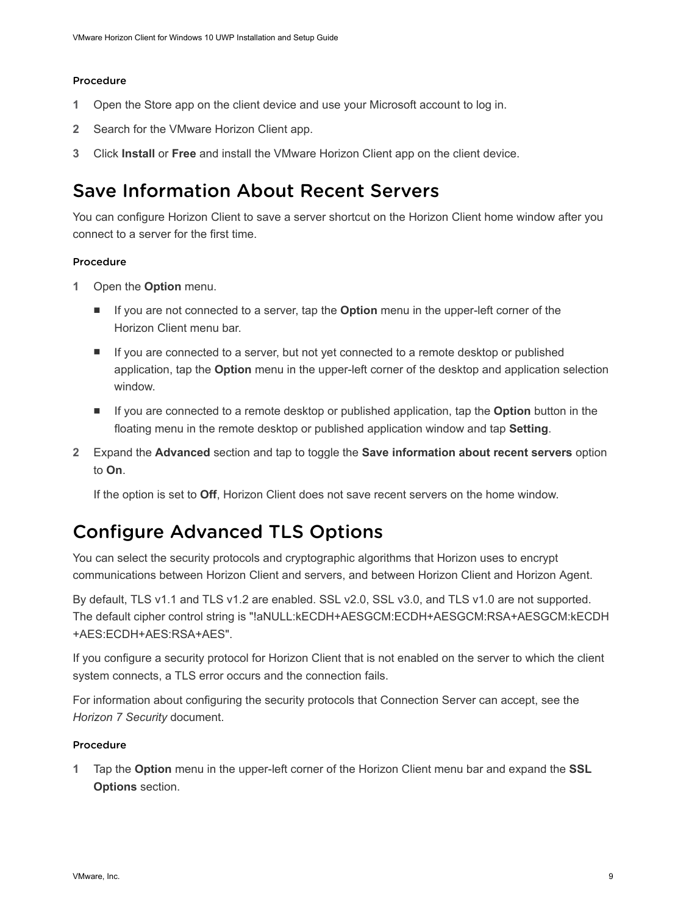#### Procedure

1. Open the Store app on the client device and use your Microsoft account to log in.
2. Search for the VMware Horizon Client app.
3. Click **Install** or **Free** and install the VMware Horizon Client app on the client device.

## Save Information About Recent Servers

You can configure Horizon Client to save a server shortcut on the Horizon Client home window after you connect to a server for the first time.

#### Procedure

1. Open the **Option** menu.
   - If you are not connected to a server, tap the **Option** menu in the upper-left corner of the Horizon Client menu bar.
   - If you are connected to a server, but not yet connected to a remote desktop or published application, tap the **Option** menu in the upper-left corner of the desktop and application selection window.
   - If you are connected to a remote desktop or published application, tap the **Option** button in the floating menu in the remote desktop or published application window and tap **Setting**.
2. Expand the **Advanced** section and tap to toggle the **Save information about recent servers** option to **On**.

   If the option is set to **Off**, Horizon Client does not save recent servers on the home window.

## Configure Advanced TLS Options

You can select the security protocols and cryptographic algorithms that Horizon uses to encrypt communications between Horizon Client and servers, and between Horizon Client and Horizon Agent.

By default, TLS v1.1 and TLS v1.2 are enabled. SSL v2.0, SSL v3.0, and TLS v1.0 are not supported. The default cipher control string is "!aNULL:kECDH+AESGCM:ECDH+AESGCM:RSA+AESGCM:kECDH+AES:ECDH+AES:RSA+AES".

If you configure a security protocol for Horizon Client that is not enabled on the server to which the client system connects, a TLS error occurs and the connection fails.

For information about configuring the security protocols that Connection Server can accept, see the *Horizon 7 Security* document.

#### Procedure

1. Tap the **Option** menu in the upper-left corner of the Horizon Client menu bar and expand the **SSL Options** section.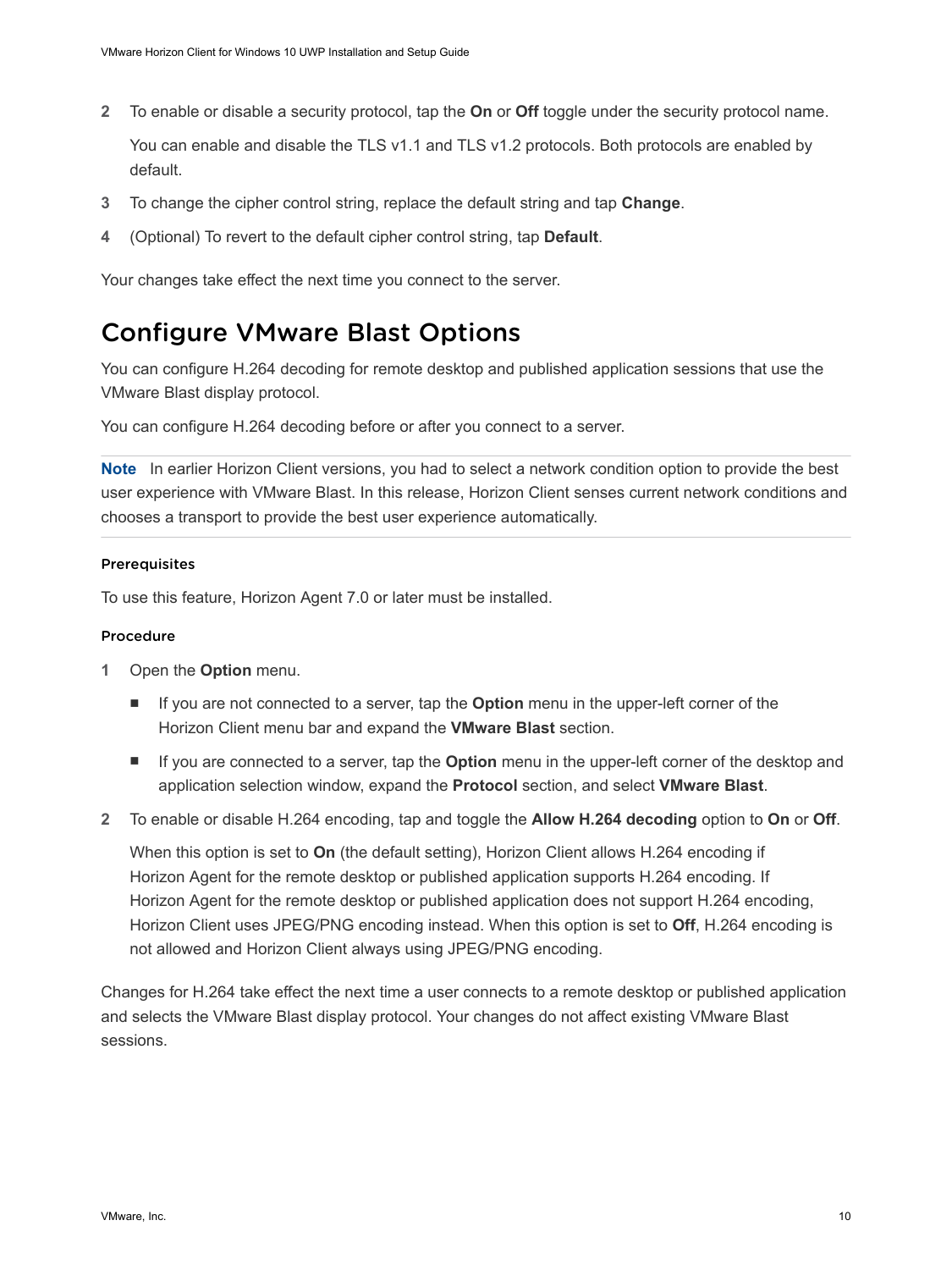2. To enable or disable a security protocol, tap the **On** or **Off** toggle under the security protocol name.

   You can enable and disable the TLS v1.1 and TLS v1.2 protocols. Both protocols are enabled by default.

3. To change the cipher control string, replace the default string and tap **Change**.
4. (Optional) To revert to the default cipher control string, tap **Default**.

Your changes take effect the next time you connect to the server.

## Configure VMware Blast Options

You can configure H.264 decoding for remote desktop and published application sessions that use the VMware Blast display protocol.

You can configure H.264 decoding before or after you connect to a server.

---

**Note** In earlier Horizon Client versions, you had to select a network condition option to provide the best user experience with VMware Blast. In this release, Horizon Client senses current network conditions and chooses a transport to provide the best user experience automatically.

---

#### Prerequisites

To use this feature, Horizon Agent 7.0 or later must be installed.

#### Procedure

1. Open the **Option** menu.
   - If you are not connected to a server, tap the **Option** menu in the upper-left corner of the Horizon Client menu bar and expand the **VMware Blast** section.
   - If you are connected to a server, tap the **Option** menu in the upper-left corner of the desktop and application selection window, expand the **Protocol** section, and select **VMware Blast**.
2. To enable or disable H.264 encoding, tap and toggle the **Allow H.264 decoding** option to **On** or **Off**.

   When this option is set to **On** (the default setting), Horizon Client allows H.264 encoding if Horizon Agent for the remote desktop or published application supports H.264 encoding. If Horizon Agent for the remote desktop or published application does not support H.264 encoding, Horizon Client uses JPEG/PNG encoding instead. When this option is set to **Off**, H.264 encoding is not allowed and Horizon Client always using JPEG/PNG encoding.

Changes for H.264 take effect the next time a user connects to a remote desktop or published application and selects the VMware Blast display protocol. Your changes do not affect existing VMware Blast sessions.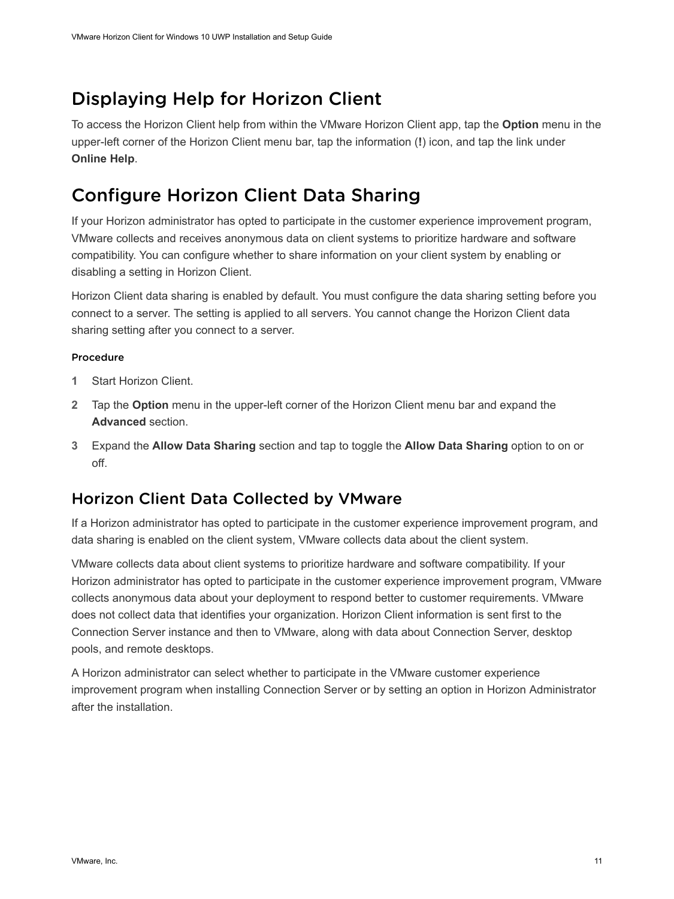## Displaying Help for Horizon Client

To access the Horizon Client help from within the VMware Horizon Client app, tap the **Option** menu in the upper-left corner of the Horizon Client menu bar, tap the information (**!**) icon, and tap the link under **Online Help**.

## Configure Horizon Client Data Sharing

If your Horizon administrator has opted to participate in the customer experience improvement program, VMware collects and receives anonymous data on client systems to prioritize hardware and software compatibility. You can configure whether to share information on your client system by enabling or disabling a setting in Horizon Client.

Horizon Client data sharing is enabled by default. You must configure the data sharing setting before you connect to a server. The setting is applied to all servers. You cannot change the Horizon Client data sharing setting after you connect to a server.

#### Procedure

1. Start Horizon Client.
2. Tap the **Option** menu in the upper-left corner of the Horizon Client menu bar and expand the **Advanced** section.
3. Expand the **Allow Data Sharing** section and tap to toggle the **Allow Data Sharing** option to on or off.

### Horizon Client Data Collected by VMware

If a Horizon administrator has opted to participate in the customer experience improvement program, and data sharing is enabled on the client system, VMware collects data about the client system.

VMware collects data about client systems to prioritize hardware and software compatibility. If your Horizon administrator has opted to participate in the customer experience improvement program, VMware collects anonymous data about your deployment to respond better to customer requirements. VMware does not collect data that identifies your organization. Horizon Client information is sent first to the Connection Server instance and then to VMware, along with data about Connection Server, desktop pools, and remote desktops.

A Horizon administrator can select whether to participate in the VMware customer experience improvement program when installing Connection Server or by setting an option in Horizon Administrator after the installation.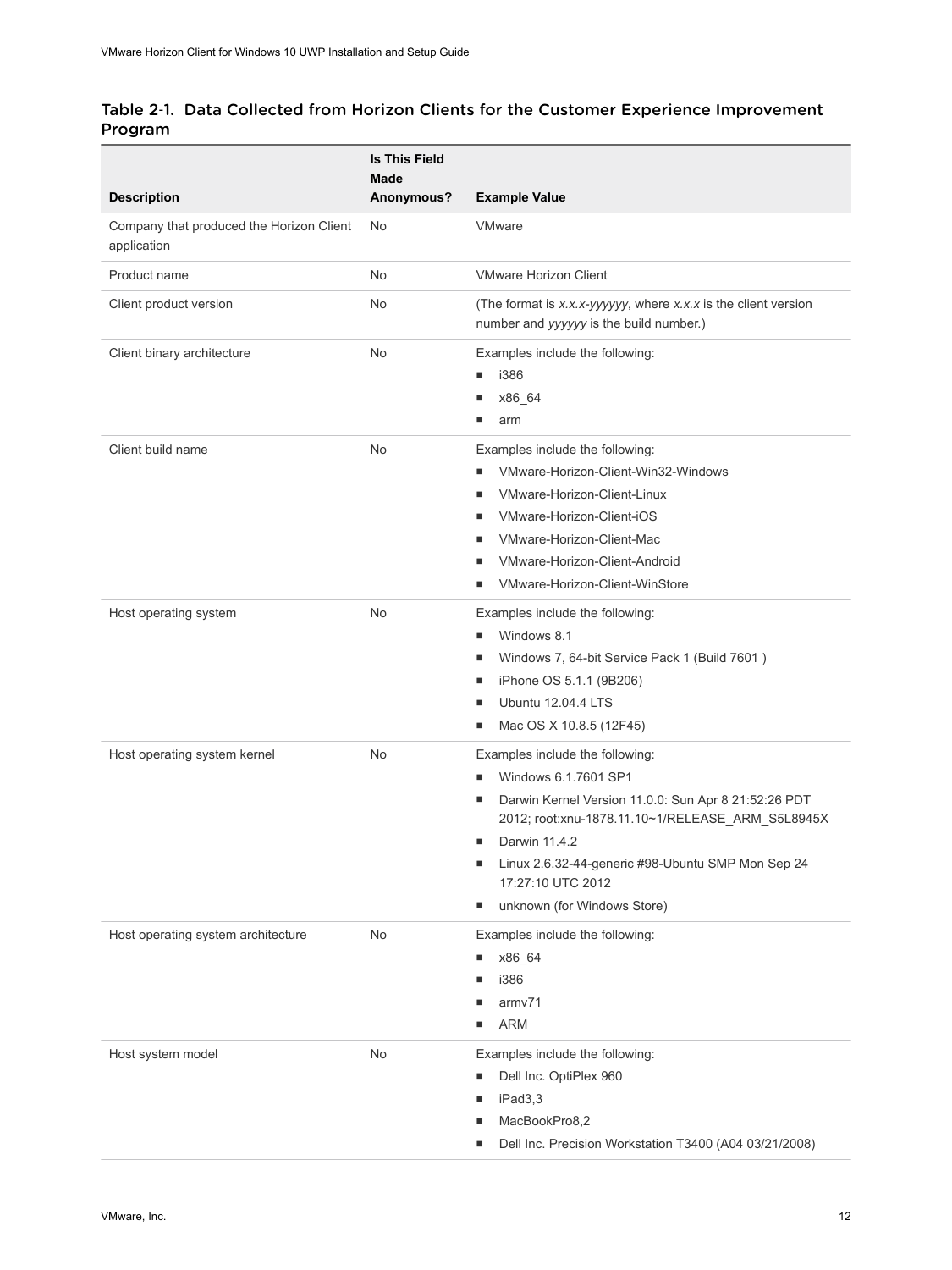### Table 2-1. Data Collected from Horizon Clients for the Customer Experience Improvement Program

| Description | Is This Field Made Anonymous? | Example Value |
| --- | --- | --- |
| Company that produced the Horizon Client application | No | VMware |
| Product name | No | VMware Horizon Client |
| Client product version | No | (The format is *x.x.x-yyyyyy*, where *x.x.x* is the client version number and *yyyyyy* is the build number.) |
| Client binary architecture | No | Examples include the following:<br>■ i386<br>■ x86_64<br>■ arm |
| Client build name | No | Examples include the following:<br>■ VMware-Horizon-Client-Win32-Windows<br>■ VMware-Horizon-Client-Linux<br>■ VMware-Horizon-Client-iOS<br>■ VMware-Horizon-Client-Mac<br>■ VMware-Horizon-Client-Android<br>■ VMware-Horizon-Client-WinStore |
| Host operating system | No | Examples include the following:<br>■ Windows 8.1<br>■ Windows 7, 64-bit Service Pack 1 (Build 7601 )<br>■ iPhone OS 5.1.1 (9B206)<br>■ Ubuntu 12.04.4 LTS<br>■ Mac OS X 10.8.5 (12F45) |
| Host operating system kernel | No | Examples include the following:<br>■ Windows 6.1.7601 SP1<br>■ Darwin Kernel Version 11.0.0: Sun Apr 8 21:52:26 PDT 2012; root:xnu-1878.11.10~1/RELEASE_ARM_S5L8945X<br>■ Darwin 11.4.2<br>■ Linux 2.6.32-44-generic #98-Ubuntu SMP Mon Sep 24 17:27:10 UTC 2012<br>■ unknown (for Windows Store) |
| Host operating system architecture | No | Examples include the following:<br>■ x86_64<br>■ i386<br>■ armv71<br>■ ARM |
| Host system model | No | Examples include the following:<br>■ Dell Inc. OptiPlex 960<br>■ iPad3,3<br>■ MacBookPro8,2<br>■ Dell Inc. Precision Workstation T3400 (A04 03/21/2008) |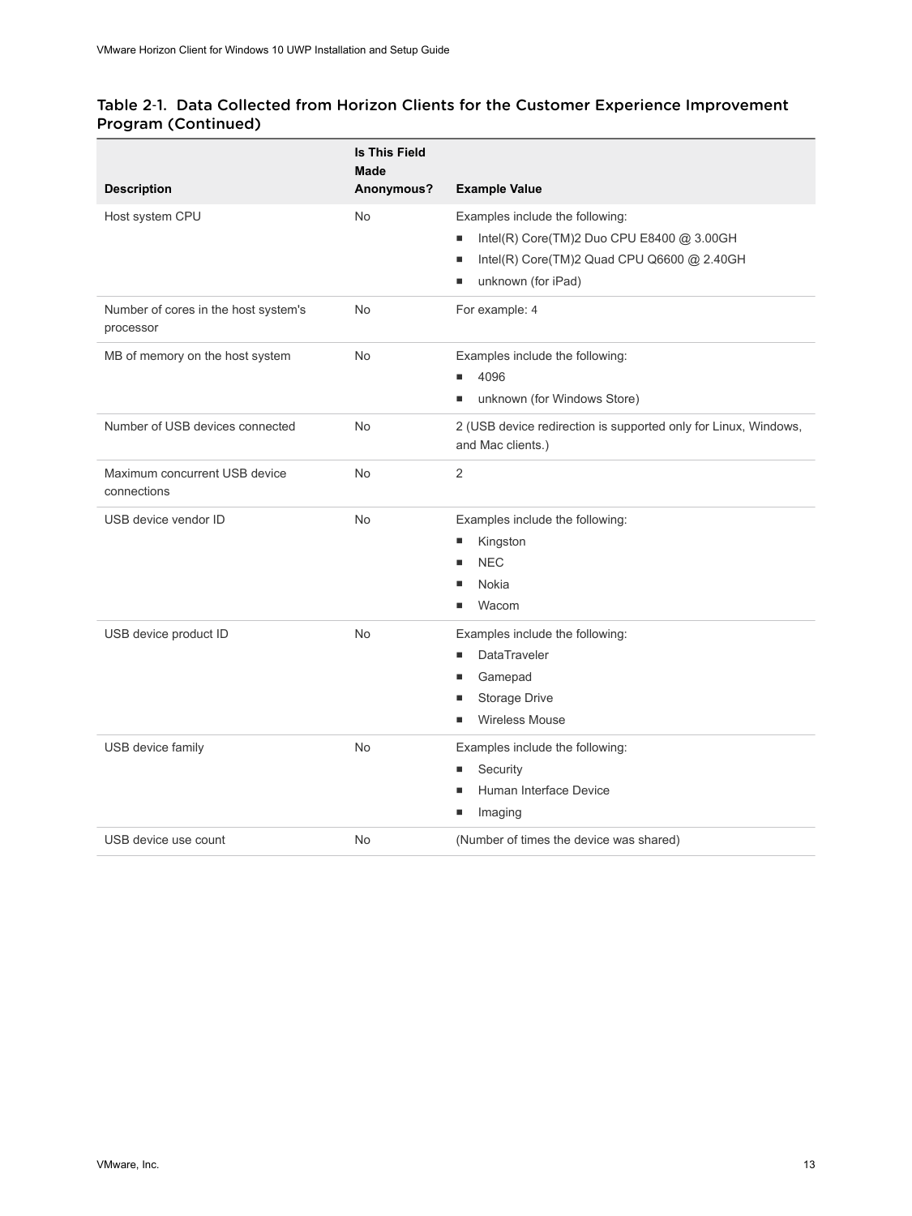### Table 2-1. Data Collected from Horizon Clients for the Customer Experience Improvement Program (Continued)

| Description | Is This Field Made Anonymous? | Example Value |
|---|---|---|
| Host system CPU | No | Examples include the following:<br>■ Intel(R) Core(TM)2 Duo CPU E8400 @ 3.00GH<br>■ Intel(R) Core(TM)2 Quad CPU Q6600 @ 2.40GH<br>■ unknown (for iPad) |
| Number of cores in the host system's processor | No | For example: 4 |
| MB of memory on the host system | No | Examples include the following:<br>■ 4096<br>■ unknown (for Windows Store) |
| Number of USB devices connected | No | 2 (USB device redirection is supported only for Linux, Windows, and Mac clients.) |
| Maximum concurrent USB device connections | No | 2 |
| USB device vendor ID | No | Examples include the following:<br>■ Kingston<br>■ NEC<br>■ Nokia<br>■ Wacom |
| USB device product ID | No | Examples include the following:<br>■ DataTraveler<br>■ Gamepad<br>■ Storage Drive<br>■ Wireless Mouse |
| USB device family | No | Examples include the following:<br>■ Security<br>■ Human Interface Device<br>■ Imaging |
| USB device use count | No | (Number of times the device was shared) |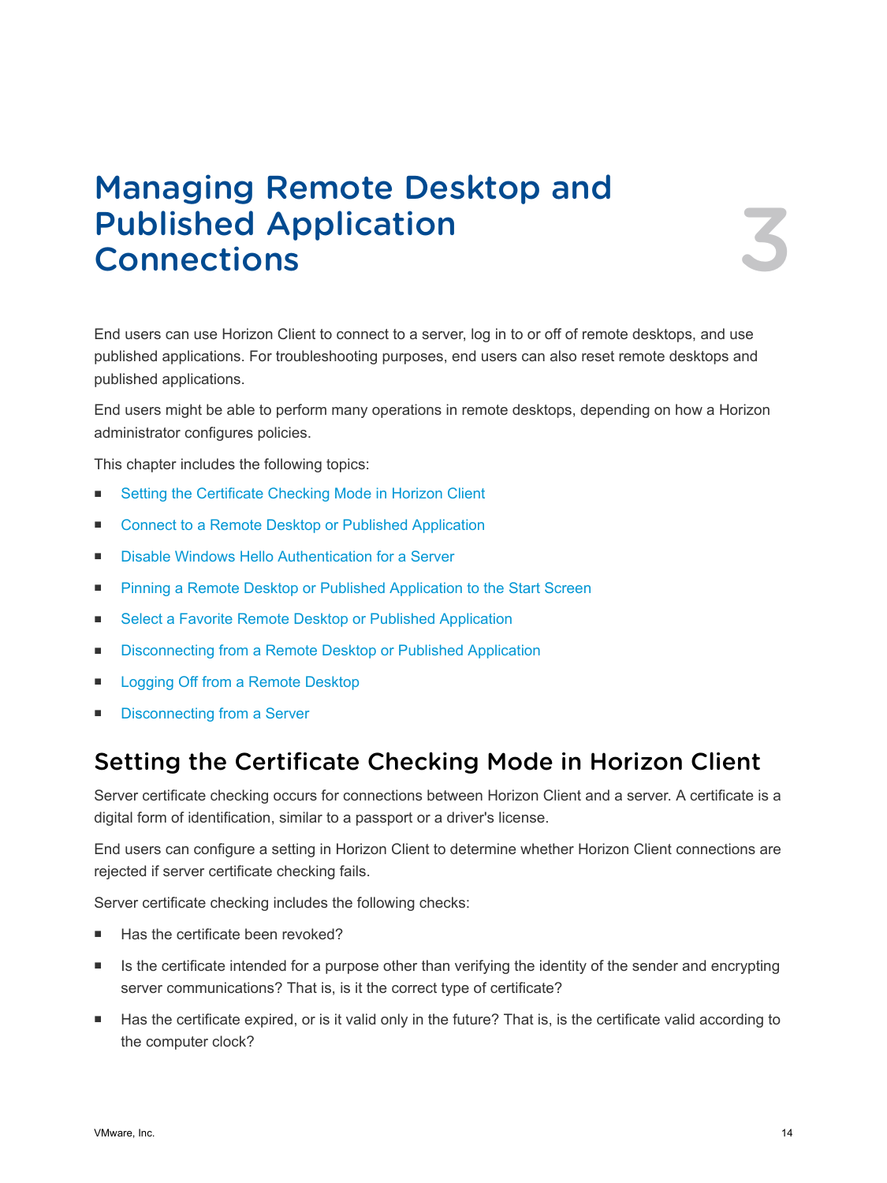# Managing Remote Desktop and Published Application Connections

3

End users can use Horizon Client to connect to a server, log in to or off of remote desktops, and use published applications. For troubleshooting purposes, end users can also reset remote desktops and published applications.

End users might be able to perform many operations in remote desktops, depending on how a Horizon administrator configures policies.

This chapter includes the following topics:

- Setting the Certificate Checking Mode in Horizon Client
- Connect to a Remote Desktop or Published Application
- Disable Windows Hello Authentication for a Server
- Pinning a Remote Desktop or Published Application to the Start Screen
- Select a Favorite Remote Desktop or Published Application
- Disconnecting from a Remote Desktop or Published Application
- Logging Off from a Remote Desktop
- Disconnecting from a Server

## Setting the Certificate Checking Mode in Horizon Client

Server certificate checking occurs for connections between Horizon Client and a server. A certificate is a digital form of identification, similar to a passport or a driver's license.

End users can configure a setting in Horizon Client to determine whether Horizon Client connections are rejected if server certificate checking fails.

Server certificate checking includes the following checks:

- Has the certificate been revoked?
- Is the certificate intended for a purpose other than verifying the identity of the sender and encrypting server communications? That is, is it the correct type of certificate?
- Has the certificate expired, or is it valid only in the future? That is, is the certificate valid according to the computer clock?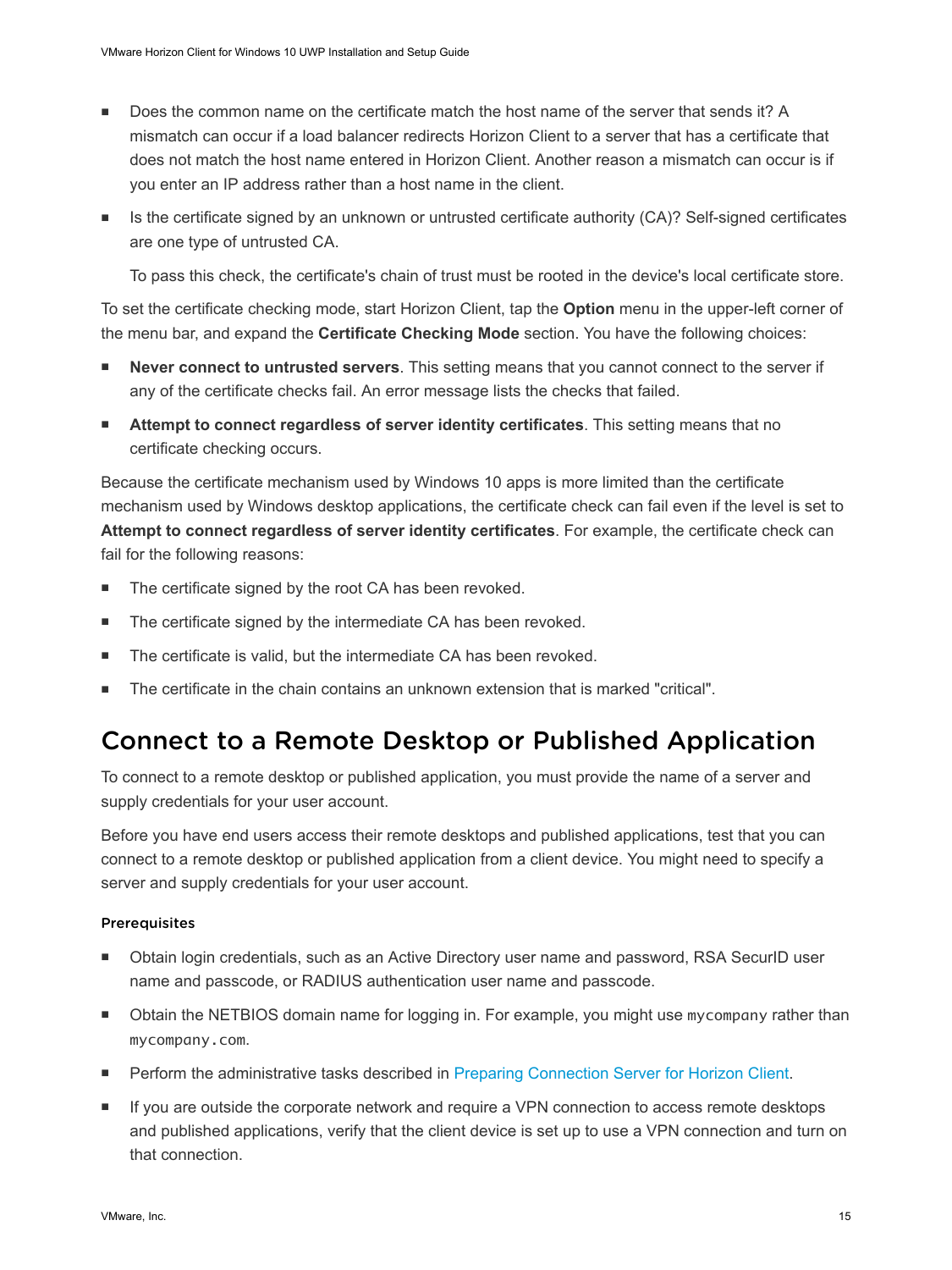- Does the common name on the certificate match the host name of the server that sends it? A mismatch can occur if a load balancer redirects Horizon Client to a server that has a certificate that does not match the host name entered in Horizon Client. Another reason a mismatch can occur is if you enter an IP address rather than a host name in the client.
- Is the certificate signed by an unknown or untrusted certificate authority (CA)? Self-signed certificates are one type of untrusted CA.

  To pass this check, the certificate's chain of trust must be rooted in the device's local certificate store.

To set the certificate checking mode, start Horizon Client, tap the **Option** menu in the upper-left corner of the menu bar, and expand the **Certificate Checking Mode** section. You have the following choices:

- **Never connect to untrusted servers**. This setting means that you cannot connect to the server if any of the certificate checks fail. An error message lists the checks that failed.
- **Attempt to connect regardless of server identity certificates**. This setting means that no certificate checking occurs.

Because the certificate mechanism used by Windows 10 apps is more limited than the certificate mechanism used by Windows desktop applications, the certificate check can fail even if the level is set to **Attempt to connect regardless of server identity certificates**. For example, the certificate check can fail for the following reasons:

- The certificate signed by the root CA has been revoked.
- The certificate signed by the intermediate CA has been revoked.
- The certificate is valid, but the intermediate CA has been revoked.
- The certificate in the chain contains an unknown extension that is marked "critical".

## Connect to a Remote Desktop or Published Application

To connect to a remote desktop or published application, you must provide the name of a server and supply credentials for your user account.

Before you have end users access their remote desktops and published applications, test that you can connect to a remote desktop or published application from a client device. You might need to specify a server and supply credentials for your user account.

#### Prerequisites

- Obtain login credentials, such as an Active Directory user name and password, RSA SecurID user name and passcode, or RADIUS authentication user name and passcode.
- Obtain the NETBIOS domain name for logging in. For example, you might use `mycompany` rather than `mycompany.com`.
- Perform the administrative tasks described in Preparing Connection Server for Horizon Client.
- If you are outside the corporate network and require a VPN connection to access remote desktops and published applications, verify that the client device is set up to use a VPN connection and turn on that connection.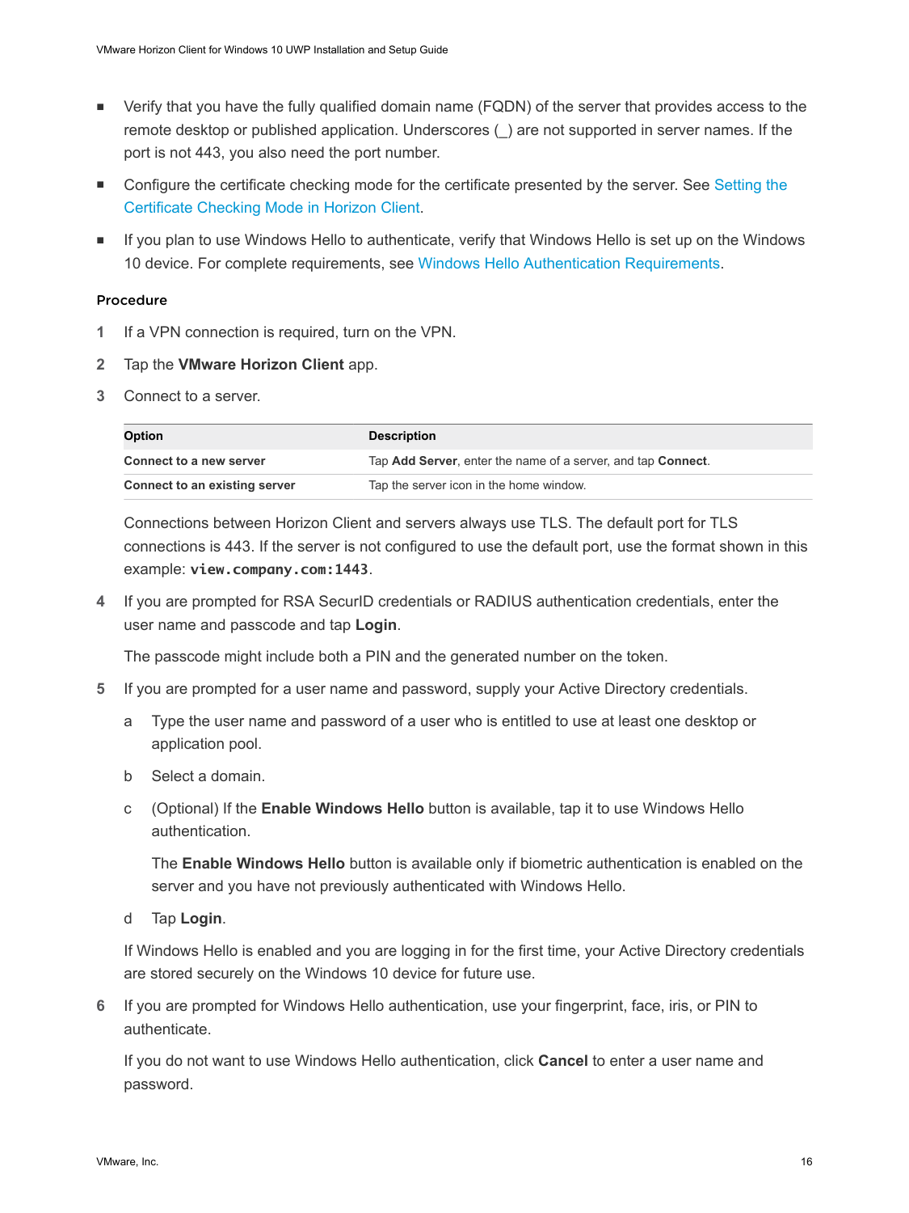- Verify that you have the fully qualified domain name (FQDN) of the server that provides access to the remote desktop or published application. Underscores (_) are not supported in server names. If the port is not 443, you also need the port number.
- Configure the certificate checking mode for the certificate presented by the server. See Setting the Certificate Checking Mode in Horizon Client.
- If you plan to use Windows Hello to authenticate, verify that Windows Hello is set up on the Windows 10 device. For complete requirements, see Windows Hello Authentication Requirements.

### Procedure

1. If a VPN connection is required, turn on the VPN.
2. Tap the **VMware Horizon Client** app.
3. Connect to a server.

   | Option | Description |
   | --- | --- |
   | **Connect to a new server** | Tap **Add Server**, enter the name of a server, and tap **Connect**. |
   | **Connect to an existing server** | Tap the server icon in the home window. |

   Connections between Horizon Client and servers always use TLS. The default port for TLS connections is 443. If the server is not configured to use the default port, use the format shown in this example: `view.company.com:1443`.

4. If you are prompted for RSA SecurID credentials or RADIUS authentication credentials, enter the user name and passcode and tap **Login**.

   The passcode might include both a PIN and the generated number on the token.

5. If you are prompted for a user name and password, supply your Active Directory credentials.

   a. Type the user name and password of a user who is entitled to use at least one desktop or application pool.

   b. Select a domain.

   c. (Optional) If the **Enable Windows Hello** button is available, tap it to use Windows Hello authentication.

      The **Enable Windows Hello** button is available only if biometric authentication is enabled on the server and you have not previously authenticated with Windows Hello.

   d. Tap **Login**.

   If Windows Hello is enabled and you are logging in for the first time, your Active Directory credentials are stored securely on the Windows 10 device for future use.

6. If you are prompted for Windows Hello authentication, use your fingerprint, face, iris, or PIN to authenticate.

   If you do not want to use Windows Hello authentication, click **Cancel** to enter a user name and password.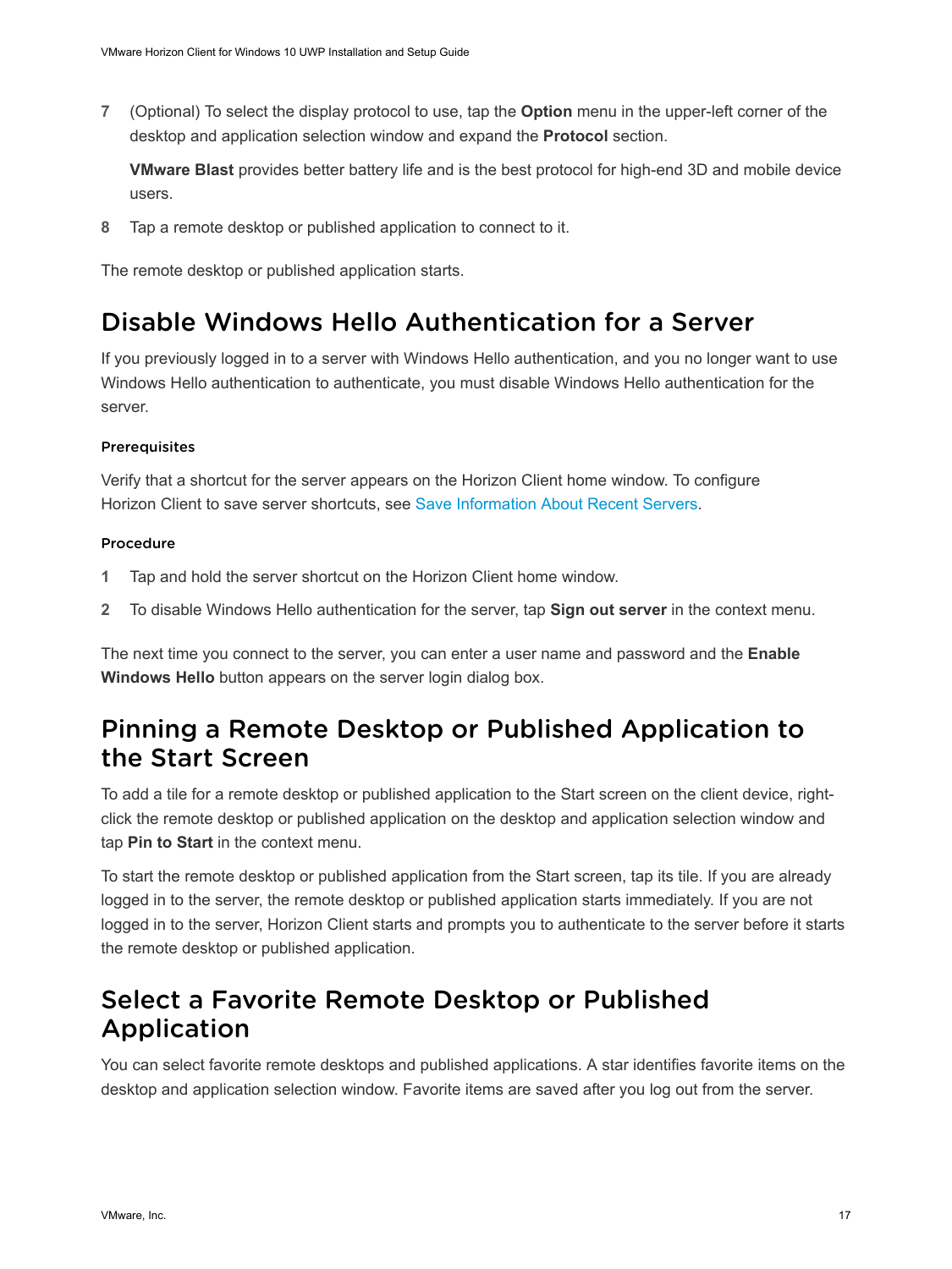7. (Optional) To select the display protocol to use, tap the **Option** menu in the upper-left corner of the desktop and application selection window and expand the **Protocol** section.

   **VMware Blast** provides better battery life and is the best protocol for high-end 3D and mobile device users.

8. Tap a remote desktop or published application to connect to it.

The remote desktop or published application starts.

## Disable Windows Hello Authentication for a Server

If you previously logged in to a server with Windows Hello authentication, and you no longer want to use Windows Hello authentication to authenticate, you must disable Windows Hello authentication for the server.

#### Prerequisites

Verify that a shortcut for the server appears on the Horizon Client home window. To configure Horizon Client to save server shortcuts, see Save Information About Recent Servers.

#### Procedure

1. Tap and hold the server shortcut on the Horizon Client home window.
2. To disable Windows Hello authentication for the server, tap **Sign out server** in the context menu.

The next time you connect to the server, you can enter a user name and password and the **Enable Windows Hello** button appears on the server login dialog box.

## Pinning a Remote Desktop or Published Application to the Start Screen

To add a tile for a remote desktop or published application to the Start screen on the client device, right-click the remote desktop or published application on the desktop and application selection window and tap **Pin to Start** in the context menu.

To start the remote desktop or published application from the Start screen, tap its tile. If you are already logged in to the server, the remote desktop or published application starts immediately. If you are not logged in to the server, Horizon Client starts and prompts you to authenticate to the server before it starts the remote desktop or published application.

## Select a Favorite Remote Desktop or Published Application

You can select favorite remote desktops and published applications. A star identifies favorite items on the desktop and application selection window. Favorite items are saved after you log out from the server.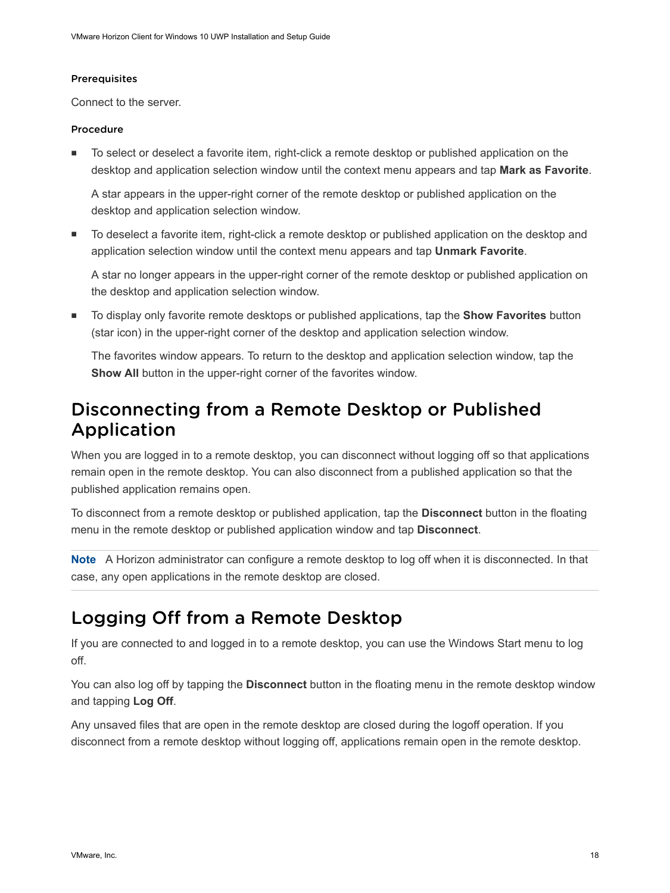#### Prerequisites

Connect to the server.

#### Procedure

- To select or deselect a favorite item, right-click a remote desktop or published application on the desktop and application selection window until the context menu appears and tap **Mark as Favorite**.

  A star appears in the upper-right corner of the remote desktop or published application on the desktop and application selection window.

- To deselect a favorite item, right-click a remote desktop or published application on the desktop and application selection window until the context menu appears and tap **Unmark Favorite**.

  A star no longer appears in the upper-right corner of the remote desktop or published application on the desktop and application selection window.

- To display only favorite remote desktops or published applications, tap the **Show Favorites** button (star icon) in the upper-right corner of the desktop and application selection window.

  The favorites window appears. To return to the desktop and application selection window, tap the **Show All** button in the upper-right corner of the favorites window.

## Disconnecting from a Remote Desktop or Published Application

When you are logged in to a remote desktop, you can disconnect without logging off so that applications remain open in the remote desktop. You can also disconnect from a published application so that the published application remains open.

To disconnect from a remote desktop or published application, tap the **Disconnect** button in the floating menu in the remote desktop or published application window and tap **Disconnect**.

**Note** A Horizon administrator can configure a remote desktop to log off when it is disconnected. In that case, any open applications in the remote desktop are closed.

## Logging Off from a Remote Desktop

If you are connected to and logged in to a remote desktop, you can use the Windows Start menu to log off.

You can also log off by tapping the **Disconnect** button in the floating menu in the remote desktop window and tapping **Log Off**.

Any unsaved files that are open in the remote desktop are closed during the logoff operation. If you disconnect from a remote desktop without logging off, applications remain open in the remote desktop.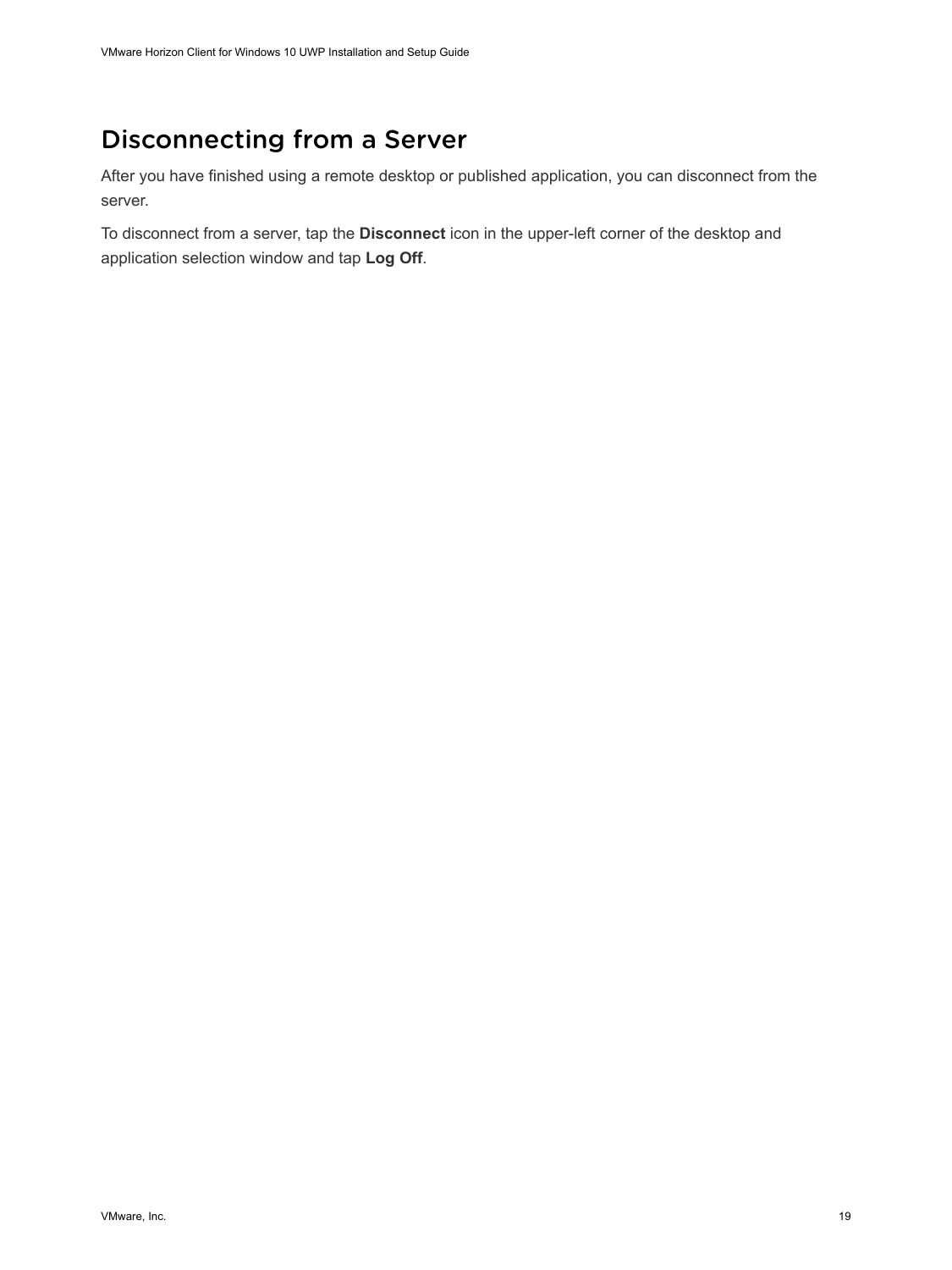# Disconnecting from a Server

After you have finished using a remote desktop or published application, you can disconnect from the server.

To disconnect from a server, tap the **Disconnect** icon in the upper-left corner of the desktop and application selection window and tap **Log Off**.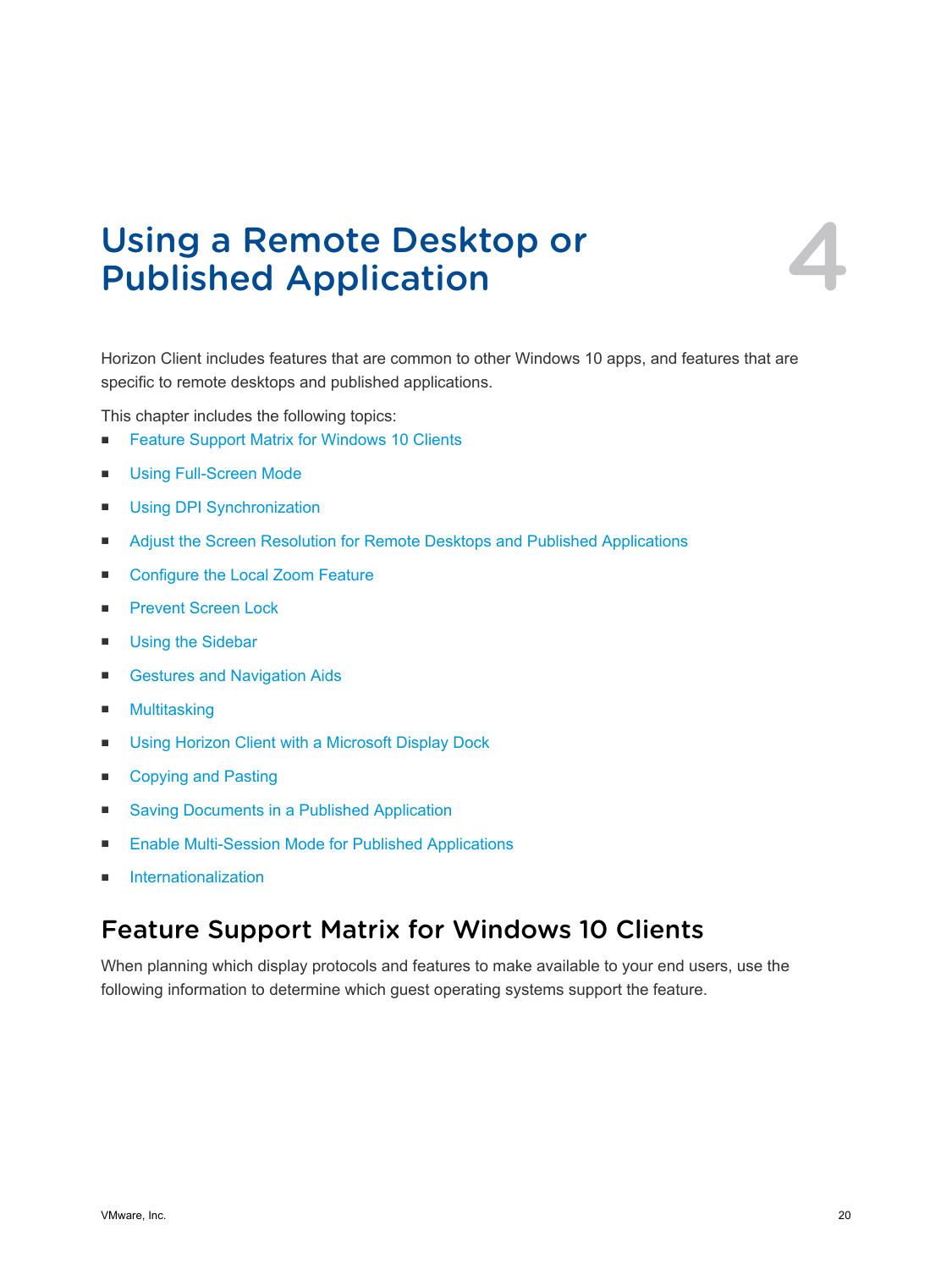# Using a Remote Desktop or Published Application

4

Horizon Client includes features that are common to other Windows 10 apps, and features that are specific to remote desktops and published applications.

This chapter includes the following topics:

- Feature Support Matrix for Windows 10 Clients
- Using Full-Screen Mode
- Using DPI Synchronization
- Adjust the Screen Resolution for Remote Desktops and Published Applications
- Configure the Local Zoom Feature
- Prevent Screen Lock
- Using the Sidebar
- Gestures and Navigation Aids
- Multitasking
- Using Horizon Client with a Microsoft Display Dock
- Copying and Pasting
- Saving Documents in a Published Application
- Enable Multi-Session Mode for Published Applications
- Internationalization

## Feature Support Matrix for Windows 10 Clients

When planning which display protocols and features to make available to your end users, use the following information to determine which guest operating systems support the feature.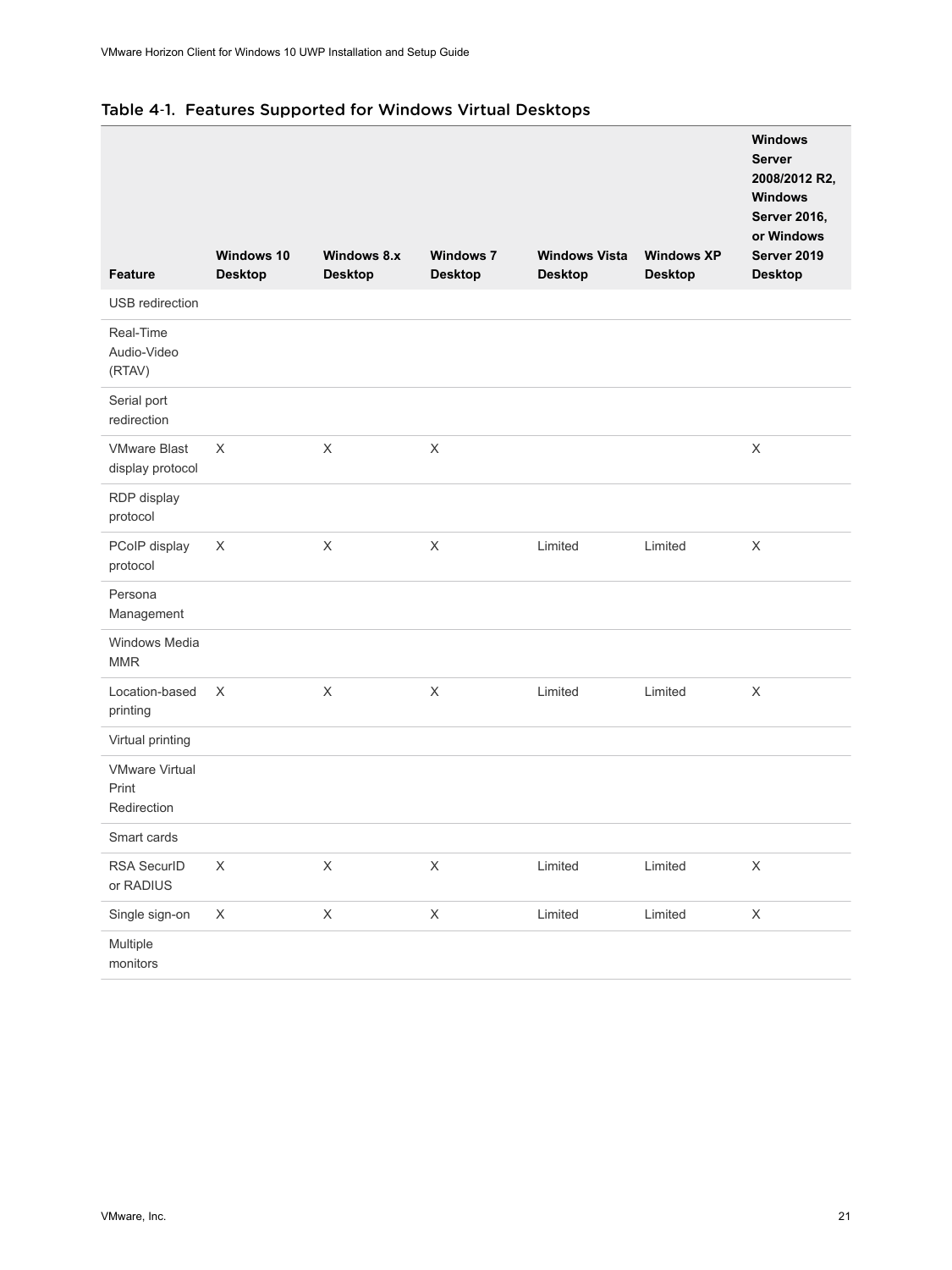Table 4-1. Features Supported for Windows Virtual Desktops

| Feature | Windows 10 Desktop | Windows 8.x Desktop | Windows 7 Desktop | Windows Vista Desktop | Windows XP Desktop | Windows Server 2008/2012 R2, Windows Server 2016, or Windows Server 2019 Desktop |
|---|---|---|---|---|---|---|
| USB redirection | | | | | | |
| Real-Time Audio-Video (RTAV) | | | | | | |
| Serial port redirection | | | | | | |
| VMware Blast display protocol | X | X | X | | | X |
| RDP display protocol | | | | | | |
| PCoIP display protocol | X | X | X | Limited | Limited | X |
| Persona Management | | | | | | |
| Windows Media MMR | | | | | | |
| Location-based printing | X | X | X | Limited | Limited | X |
| Virtual printing | | | | | | |
| VMware Virtual Print Redirection | | | | | | |
| Smart cards | | | | | | |
| RSA SecurID or RADIUS | X | X | X | Limited | Limited | X |
| Single sign-on | X | X | X | Limited | Limited | X |
| Multiple monitors | | | | | | |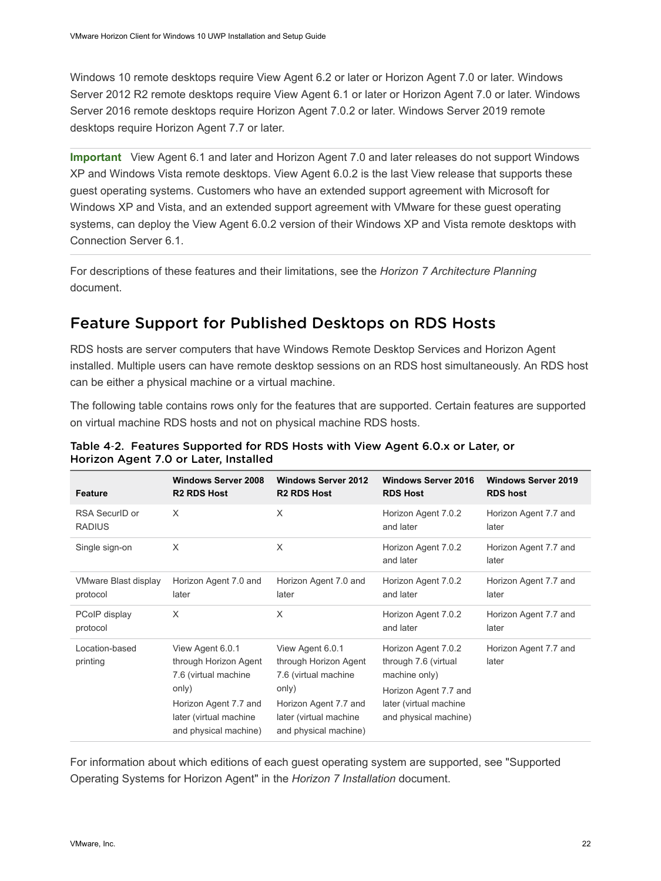Windows 10 remote desktops require View Agent 6.2 or later or Horizon Agent 7.0 or later. Windows Server 2012 R2 remote desktops require View Agent 6.1 or later or Horizon Agent 7.0 or later. Windows Server 2016 remote desktops require Horizon Agent 7.0.2 or later. Windows Server 2019 remote desktops require Horizon Agent 7.7 or later.

**Important** View Agent 6.1 and later and Horizon Agent 7.0 and later releases do not support Windows XP and Windows Vista remote desktops. View Agent 6.0.2 is the last View release that supports these guest operating systems. Customers who have an extended support agreement with Microsoft for Windows XP and Vista, and an extended support agreement with VMware for these guest operating systems, can deploy the View Agent 6.0.2 version of their Windows XP and Vista remote desktops with Connection Server 6.1.

For descriptions of these features and their limitations, see the *Horizon 7 Architecture Planning* document.

## Feature Support for Published Desktops on RDS Hosts

RDS hosts are server computers that have Windows Remote Desktop Services and Horizon Agent installed. Multiple users can have remote desktop sessions on an RDS host simultaneously. An RDS host can be either a physical machine or a virtual machine.

The following table contains rows only for the features that are supported. Certain features are supported on virtual machine RDS hosts and not on physical machine RDS hosts.

Table 4-2. Features Supported for RDS Hosts with View Agent 6.0.x or Later, or Horizon Agent 7.0 or Later, Installed

| Feature | Windows Server 2008 R2 RDS Host | Windows Server 2012 R2 RDS Host | Windows Server 2016 RDS Host | Windows Server 2019 RDS host |
|---|---|---|---|---|
| RSA SecurID or RADIUS | X | X | Horizon Agent 7.0.2 and later | Horizon Agent 7.7 and later |
| Single sign-on | X | X | Horizon Agent 7.0.2 and later | Horizon Agent 7.7 and later |
| VMware Blast display protocol | Horizon Agent 7.0 and later | Horizon Agent 7.0 and later | Horizon Agent 7.0.2 and later | Horizon Agent 7.7 and later |
| PCoIP display protocol | X | X | Horizon Agent 7.0.2 and later | Horizon Agent 7.7 and later |
| Location-based printing | View Agent 6.0.1 through Horizon Agent 7.6 (virtual machine only)<br>Horizon Agent 7.7 and later (virtual machine and physical machine) | View Agent 6.0.1 through Horizon Agent 7.6 (virtual machine only)<br>Horizon Agent 7.7 and later (virtual machine and physical machine) | Horizon Agent 7.0.2 through 7.6 (virtual machine only)<br>Horizon Agent 7.7 and later (virtual machine and physical machine) | Horizon Agent 7.7 and later |

For information about which editions of each guest operating system are supported, see "Supported Operating Systems for Horizon Agent" in the *Horizon 7 Installation* document.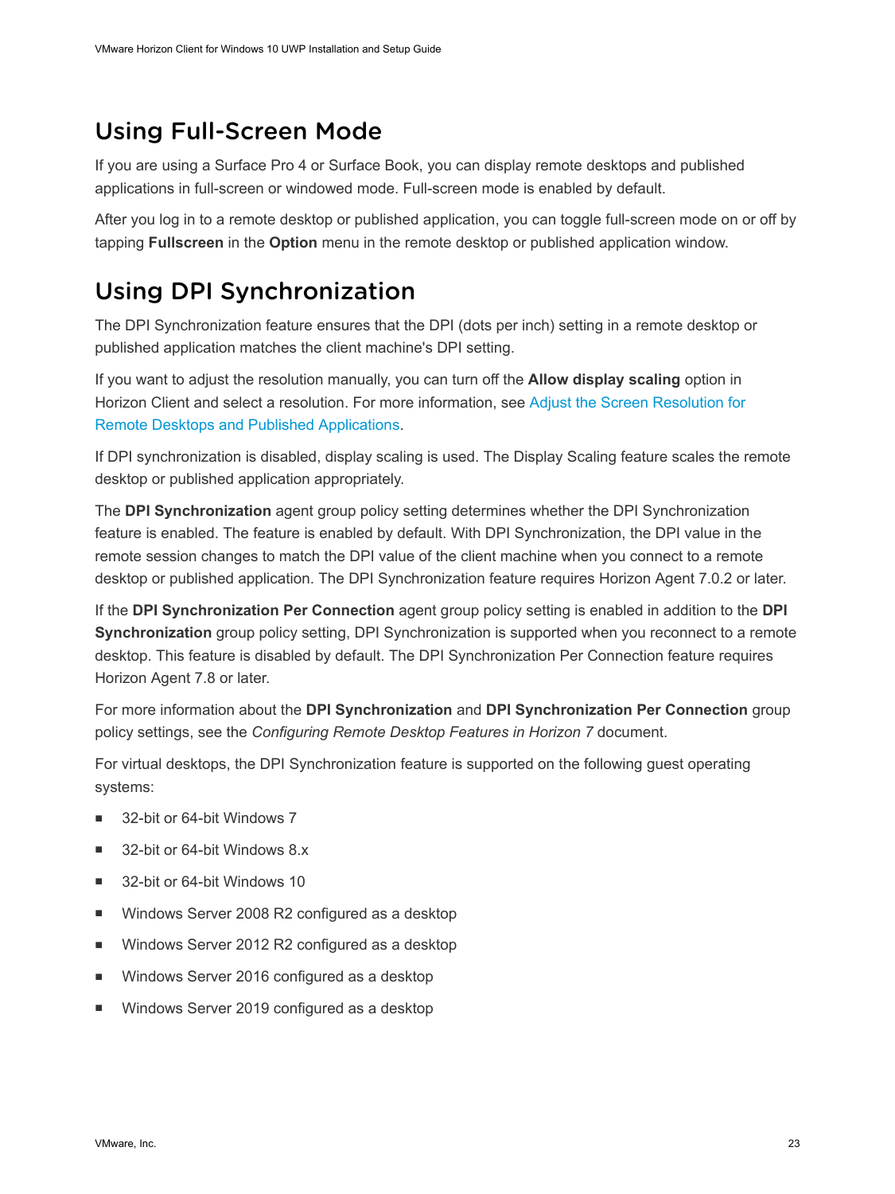## Using Full-Screen Mode

If you are using a Surface Pro 4 or Surface Book, you can display remote desktops and published applications in full-screen or windowed mode. Full-screen mode is enabled by default.

After you log in to a remote desktop or published application, you can toggle full-screen mode on or off by tapping **Fullscreen** in the **Option** menu in the remote desktop or published application window.

## Using DPI Synchronization

The DPI Synchronization feature ensures that the DPI (dots per inch) setting in a remote desktop or published application matches the client machine's DPI setting.

If you want to adjust the resolution manually, you can turn off the **Allow display scaling** option in Horizon Client and select a resolution. For more information, see Adjust the Screen Resolution for Remote Desktops and Published Applications.

If DPI synchronization is disabled, display scaling is used. The Display Scaling feature scales the remote desktop or published application appropriately.

The **DPI Synchronization** agent group policy setting determines whether the DPI Synchronization feature is enabled. The feature is enabled by default. With DPI Synchronization, the DPI value in the remote session changes to match the DPI value of the client machine when you connect to a remote desktop or published application. The DPI Synchronization feature requires Horizon Agent 7.0.2 or later.

If the **DPI Synchronization Per Connection** agent group policy setting is enabled in addition to the **DPI Synchronization** group policy setting, DPI Synchronization is supported when you reconnect to a remote desktop. This feature is disabled by default. The DPI Synchronization Per Connection feature requires Horizon Agent 7.8 or later.

For more information about the **DPI Synchronization** and **DPI Synchronization Per Connection** group policy settings, see the *Configuring Remote Desktop Features in Horizon 7* document.

For virtual desktops, the DPI Synchronization feature is supported on the following guest operating systems:

- 32-bit or 64-bit Windows 7
- 32-bit or 64-bit Windows 8.x
- 32-bit or 64-bit Windows 10
- Windows Server 2008 R2 configured as a desktop
- Windows Server 2012 R2 configured as a desktop
- Windows Server 2016 configured as a desktop
- Windows Server 2019 configured as a desktop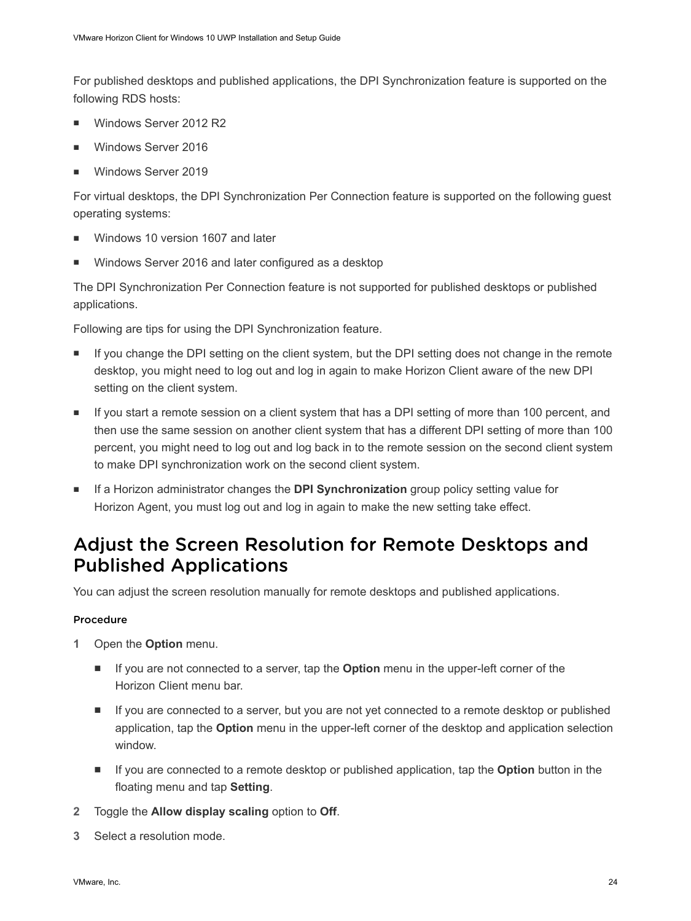For published desktops and published applications, the DPI Synchronization feature is supported on the following RDS hosts:

- Windows Server 2012 R2
- Windows Server 2016
- Windows Server 2019

For virtual desktops, the DPI Synchronization Per Connection feature is supported on the following guest operating systems:

- Windows 10 version 1607 and later
- Windows Server 2016 and later configured as a desktop

The DPI Synchronization Per Connection feature is not supported for published desktops or published applications.

Following are tips for using the DPI Synchronization feature.

- If you change the DPI setting on the client system, but the DPI setting does not change in the remote desktop, you might need to log out and log in again to make Horizon Client aware of the new DPI setting on the client system.
- If you start a remote session on a client system that has a DPI setting of more than 100 percent, and then use the same session on another client system that has a different DPI setting of more than 100 percent, you might need to log out and log back in to the remote session on the second client system to make DPI synchronization work on the second client system.
- If a Horizon administrator changes the **DPI Synchronization** group policy setting value for Horizon Agent, you must log out and log in again to make the new setting take effect.

## Adjust the Screen Resolution for Remote Desktops and Published Applications

You can adjust the screen resolution manually for remote desktops and published applications.

#### Procedure

1. Open the **Option** menu.
   - If you are not connected to a server, tap the **Option** menu in the upper-left corner of the Horizon Client menu bar.
   - If you are connected to a server, but you are not yet connected to a remote desktop or published application, tap the **Option** menu in the upper-left corner of the desktop and application selection window.
   - If you are connected to a remote desktop or published application, tap the **Option** button in the floating menu and tap **Setting**.
2. Toggle the **Allow display scaling** option to **Off**.
3. Select a resolution mode.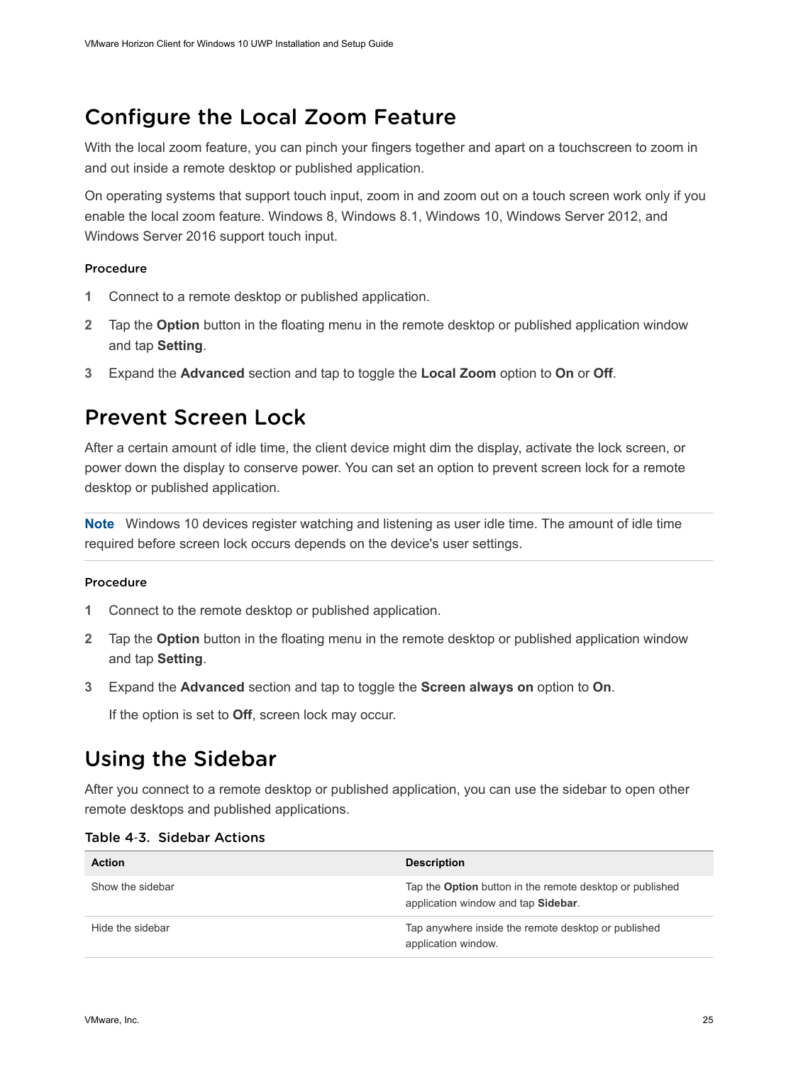## Configure the Local Zoom Feature

With the local zoom feature, you can pinch your fingers together and apart on a touchscreen to zoom in and out inside a remote desktop or published application.

On operating systems that support touch input, zoom in and zoom out on a touch screen work only if you enable the local zoom feature. Windows 8, Windows 8.1, Windows 10, Windows Server 2012, and Windows Server 2016 support touch input.

#### Procedure

1. Connect to a remote desktop or published application.
2. Tap the **Option** button in the floating menu in the remote desktop or published application window and tap **Setting**.
3. Expand the **Advanced** section and tap to toggle the **Local Zoom** option to **On** or **Off**.

## Prevent Screen Lock

After a certain amount of idle time, the client device might dim the display, activate the lock screen, or power down the display to conserve power. You can set an option to prevent screen lock for a remote desktop or published application.

**Note** Windows 10 devices register watching and listening as user idle time. The amount of idle time required before screen lock occurs depends on the device's user settings.

#### Procedure

1. Connect to the remote desktop or published application.
2. Tap the **Option** button in the floating menu in the remote desktop or published application window and tap **Setting**.
3. Expand the **Advanced** section and tap to toggle the **Screen always on** option to **On**.

   If the option is set to **Off**, screen lock may occur.

## Using the Sidebar

After you connect to a remote desktop or published application, you can use the sidebar to open other remote desktops and published applications.

Table 4-3. Sidebar Actions

| Action | Description |
| --- | --- |
| Show the sidebar | Tap the **Option** button in the remote desktop or published application window and tap **Sidebar**. |
| Hide the sidebar | Tap anywhere inside the remote desktop or published application window. |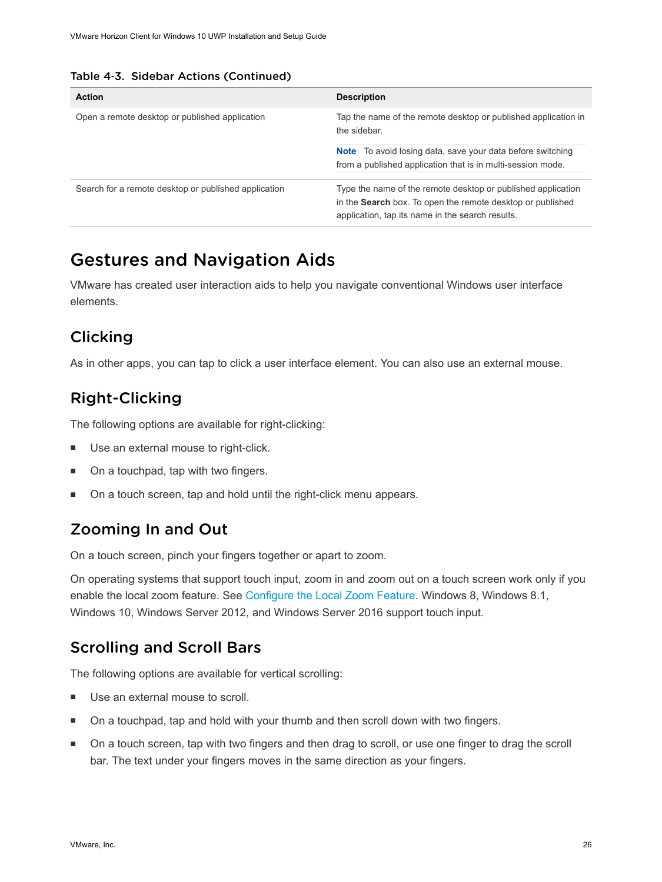Table 4-3. Sidebar Actions (Continued)

| Action | Description |
|---|---|
| Open a remote desktop or published application | Tap the name of the remote desktop or published application in the sidebar.<br><br>**Note** To avoid losing data, save your data before switching from a published application that is in multi-session mode. |
| Search for a remote desktop or published application | Type the name of the remote desktop or published application in the **Search** box. To open the remote desktop or published application, tap its name in the search results. |

# Gestures and Navigation Aids

VMware has created user interaction aids to help you navigate conventional Windows user interface elements.

## Clicking

As in other apps, you can tap to click a user interface element. You can also use an external mouse.

## Right-Clicking

The following options are available for right-clicking:

- Use an external mouse to right-click.
- On a touchpad, tap with two fingers.
- On a touch screen, tap and hold until the right-click menu appears.

## Zooming In and Out

On a touch screen, pinch your fingers together or apart to zoom.

On operating systems that support touch input, zoom in and zoom out on a touch screen work only if you enable the local zoom feature. See Configure the Local Zoom Feature. Windows 8, Windows 8.1, Windows 10, Windows Server 2012, and Windows Server 2016 support touch input.

## Scrolling and Scroll Bars

The following options are available for vertical scrolling:

- Use an external mouse to scroll.
- On a touchpad, tap and hold with your thumb and then scroll down with two fingers.
- On a touch screen, tap with two fingers and then drag to scroll, or use one finger to drag the scroll bar. The text under your fingers moves in the same direction as your fingers.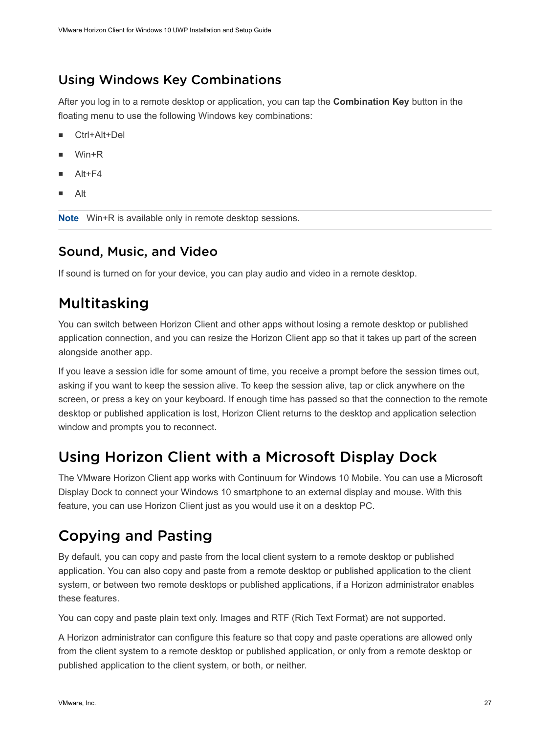### Using Windows Key Combinations

After you log in to a remote desktop or application, you can tap the **Combination Key** button in the floating menu to use the following Windows key combinations:

- Ctrl+Alt+Del
- Win+R
- Alt+F4
- Alt

**Note** Win+R is available only in remote desktop sessions.

### Sound, Music, and Video

If sound is turned on for your device, you can play audio and video in a remote desktop.

## Multitasking

You can switch between Horizon Client and other apps without losing a remote desktop or published application connection, and you can resize the Horizon Client app so that it takes up part of the screen alongside another app.

If you leave a session idle for some amount of time, you receive a prompt before the session times out, asking if you want to keep the session alive. To keep the session alive, tap or click anywhere on the screen, or press a key on your keyboard. If enough time has passed so that the connection to the remote desktop or published application is lost, Horizon Client returns to the desktop and application selection window and prompts you to reconnect.

## Using Horizon Client with a Microsoft Display Dock

The VMware Horizon Client app works with Continuum for Windows 10 Mobile. You can use a Microsoft Display Dock to connect your Windows 10 smartphone to an external display and mouse. With this feature, you can use Horizon Client just as you would use it on a desktop PC.

## Copying and Pasting

By default, you can copy and paste from the local client system to a remote desktop or published application. You can also copy and paste from a remote desktop or published application to the client system, or between two remote desktops or published applications, if a Horizon administrator enables these features.

You can copy and paste plain text only. Images and RTF (Rich Text Format) are not supported.

A Horizon administrator can configure this feature so that copy and paste operations are allowed only from the client system to a remote desktop or published application, or only from a remote desktop or published application to the client system, or both, or neither.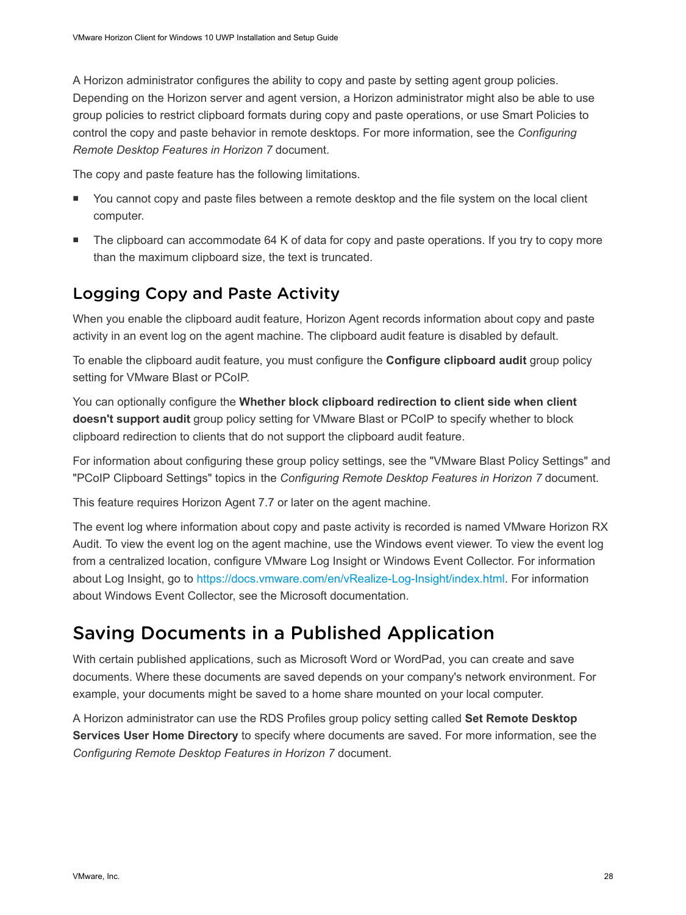A Horizon administrator configures the ability to copy and paste by setting agent group policies. Depending on the Horizon server and agent version, a Horizon administrator might also be able to use group policies to restrict clipboard formats during copy and paste operations, or use Smart Policies to control the copy and paste behavior in remote desktops. For more information, see the *Configuring Remote Desktop Features in Horizon 7* document.

The copy and paste feature has the following limitations.

- You cannot copy and paste files between a remote desktop and the file system on the local client computer.
- The clipboard can accommodate 64 K of data for copy and paste operations. If you try to copy more than the maximum clipboard size, the text is truncated.

### Logging Copy and Paste Activity

When you enable the clipboard audit feature, Horizon Agent records information about copy and paste activity in an event log on the agent machine. The clipboard audit feature is disabled by default.

To enable the clipboard audit feature, you must configure the **Configure clipboard audit** group policy setting for VMware Blast or PCoIP.

You can optionally configure the **Whether block clipboard redirection to client side when client doesn't support audit** group policy setting for VMware Blast or PCoIP to specify whether to block clipboard redirection to clients that do not support the clipboard audit feature.

For information about configuring these group policy settings, see the "VMware Blast Policy Settings" and "PCoIP Clipboard Settings" topics in the *Configuring Remote Desktop Features in Horizon 7* document.

This feature requires Horizon Agent 7.7 or later on the agent machine.

The event log where information about copy and paste activity is recorded is named VMware Horizon RX Audit. To view the event log on the agent machine, use the Windows event viewer. To view the event log from a centralized location, configure VMware Log Insight or Windows Event Collector. For information about Log Insight, go to https://docs.vmware.com/en/vRealize-Log-Insight/index.html. For information about Windows Event Collector, see the Microsoft documentation.

## Saving Documents in a Published Application

With certain published applications, such as Microsoft Word or WordPad, you can create and save documents. Where these documents are saved depends on your company's network environment. For example, your documents might be saved to a home share mounted on your local computer.

A Horizon administrator can use the RDS Profiles group policy setting called **Set Remote Desktop Services User Home Directory** to specify where documents are saved. For more information, see the *Configuring Remote Desktop Features in Horizon 7* document.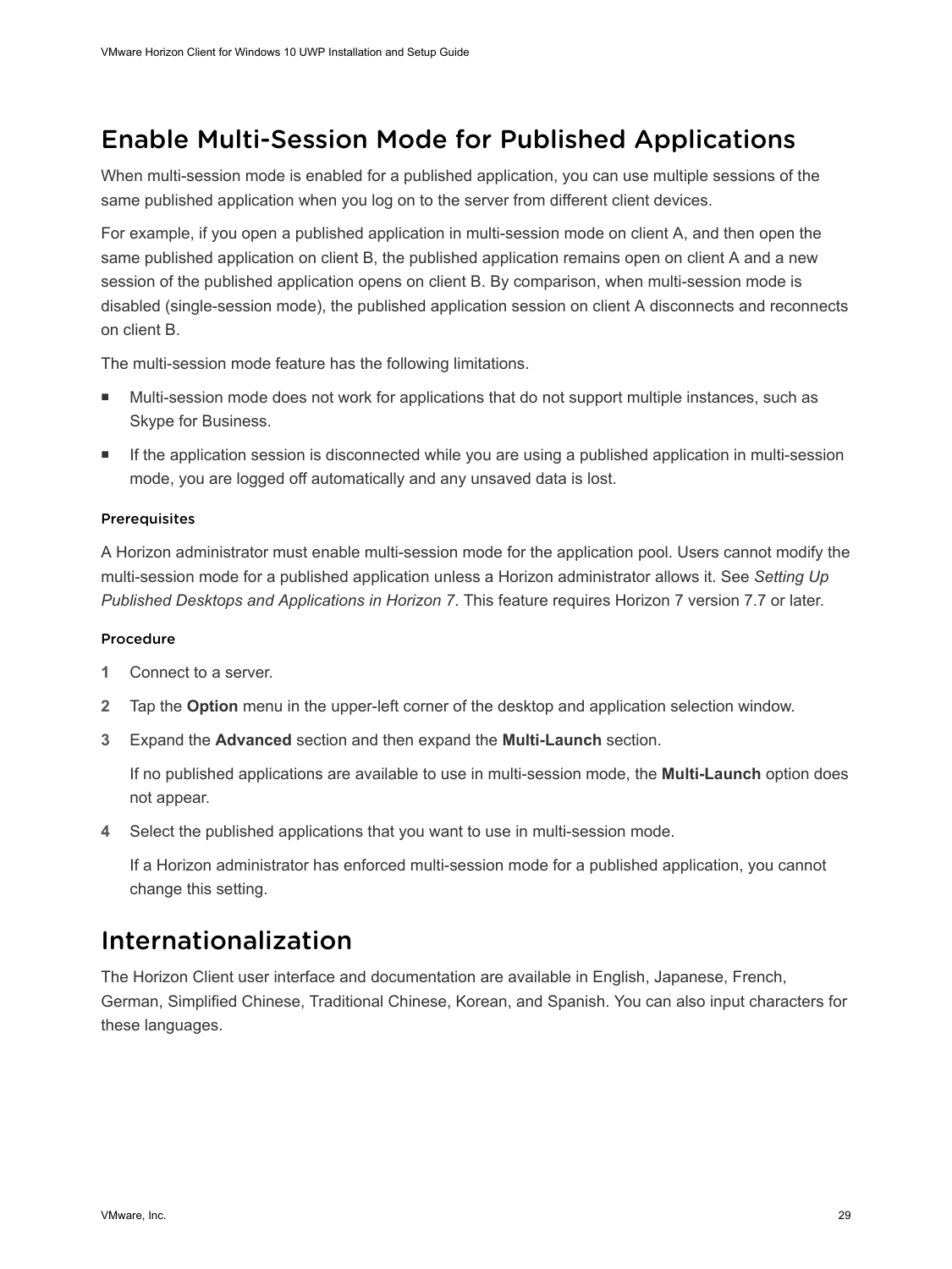## Enable Multi-Session Mode for Published Applications

When multi-session mode is enabled for a published application, you can use multiple sessions of the same published application when you log on to the server from different client devices.

For example, if you open a published application in multi-session mode on client A, and then open the same published application on client B, the published application remains open on client A and a new session of the published application opens on client B. By comparison, when multi-session mode is disabled (single-session mode), the published application session on client A disconnects and reconnects on client B.

The multi-session mode feature has the following limitations.

- Multi-session mode does not work for applications that do not support multiple instances, such as Skype for Business.
- If the application session is disconnected while you are using a published application in multi-session mode, you are logged off automatically and any unsaved data is lost.

#### Prerequisites

A Horizon administrator must enable multi-session mode for the application pool. Users cannot modify the multi-session mode for a published application unless a Horizon administrator allows it. See *Setting Up Published Desktops and Applications in Horizon 7*. This feature requires Horizon 7 version 7.7 or later.

#### Procedure

1. Connect to a server.
2. Tap the **Option** menu in the upper-left corner of the desktop and application selection window.
3. Expand the **Advanced** section and then expand the **Multi-Launch** section.

   If no published applications are available to use in multi-session mode, the **Multi-Launch** option does not appear.
4. Select the published applications that you want to use in multi-session mode.

   If a Horizon administrator has enforced multi-session mode for a published application, you cannot change this setting.

## Internationalization

The Horizon Client user interface and documentation are available in English, Japanese, French, German, Simplified Chinese, Traditional Chinese, Korean, and Spanish. You can also input characters for these languages.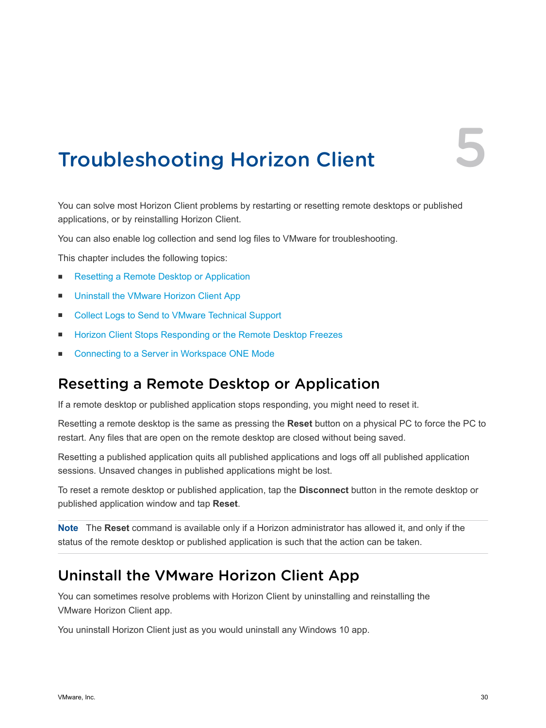# 5 Troubleshooting Horizon Client

You can solve most Horizon Client problems by restarting or resetting remote desktops or published applications, or by reinstalling Horizon Client.

You can also enable log collection and send log files to VMware for troubleshooting.

This chapter includes the following topics:

- Resetting a Remote Desktop or Application
- Uninstall the VMware Horizon Client App
- Collect Logs to Send to VMware Technical Support
- Horizon Client Stops Responding or the Remote Desktop Freezes
- Connecting to a Server in Workspace ONE Mode

## Resetting a Remote Desktop or Application

If a remote desktop or published application stops responding, you might need to reset it.

Resetting a remote desktop is the same as pressing the **Reset** button on a physical PC to force the PC to restart. Any files that are open on the remote desktop are closed without being saved.

Resetting a published application quits all published applications and logs off all published application sessions. Unsaved changes in published applications might be lost.

To reset a remote desktop or published application, tap the **Disconnect** button in the remote desktop or published application window and tap **Reset**.

**Note** The **Reset** command is available only if a Horizon administrator has allowed it, and only if the status of the remote desktop or published application is such that the action can be taken.

## Uninstall the VMware Horizon Client App

You can sometimes resolve problems with Horizon Client by uninstalling and reinstalling the VMware Horizon Client app.

You uninstall Horizon Client just as you would uninstall any Windows 10 app.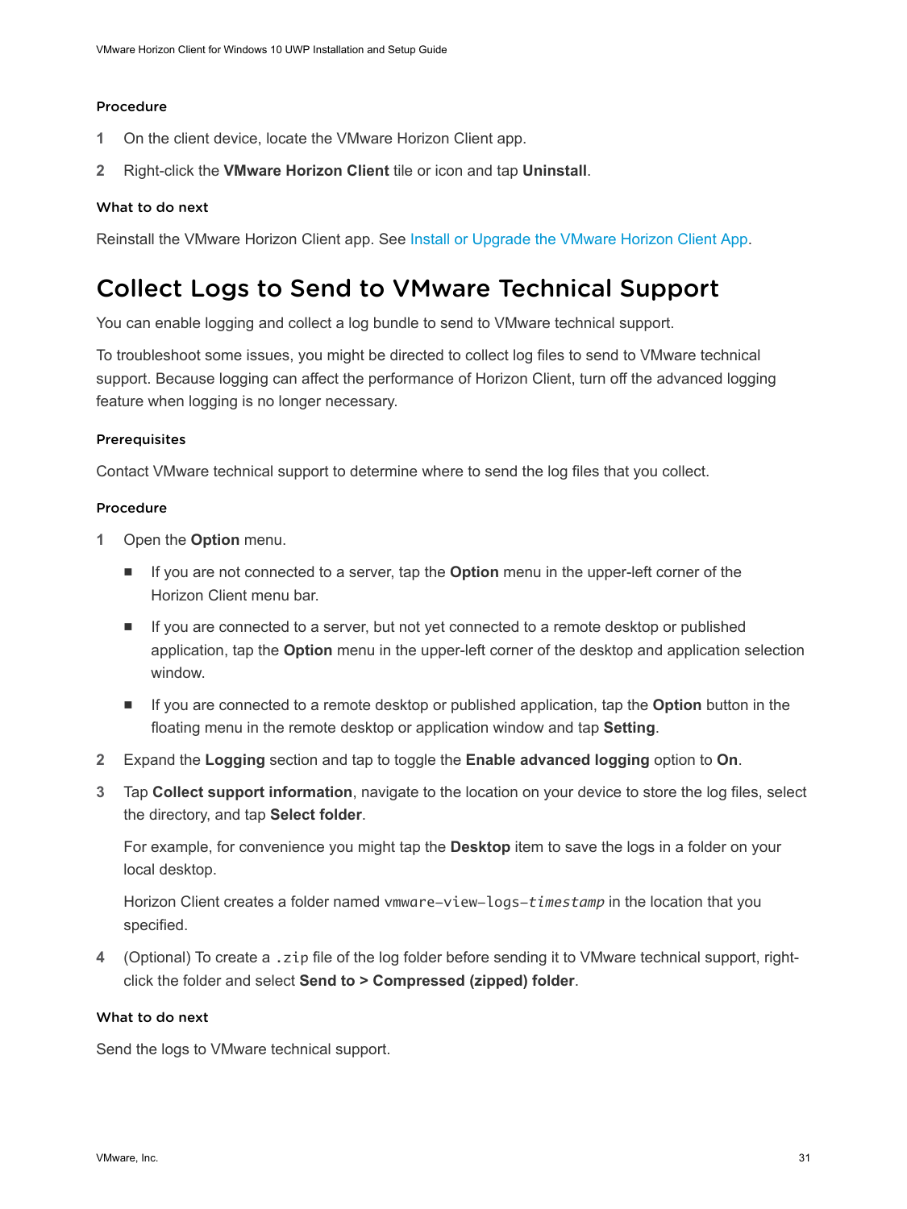#### Procedure

1. On the client device, locate the VMware Horizon Client app.
2. Right-click the **VMware Horizon Client** tile or icon and tap **Uninstall**.

#### What to do next

Reinstall the VMware Horizon Client app. See Install or Upgrade the VMware Horizon Client App.

# Collect Logs to Send to VMware Technical Support

You can enable logging and collect a log bundle to send to VMware technical support.

To troubleshoot some issues, you might be directed to collect log files to send to VMware technical support. Because logging can affect the performance of Horizon Client, turn off the advanced logging feature when logging is no longer necessary.

#### Prerequisites

Contact VMware technical support to determine where to send the log files that you collect.

#### Procedure

1. Open the **Option** menu.
   - If you are not connected to a server, tap the **Option** menu in the upper-left corner of the Horizon Client menu bar.
   - If you are connected to a server, but not yet connected to a remote desktop or published application, tap the **Option** menu in the upper-left corner of the desktop and application selection window.
   - If you are connected to a remote desktop or published application, tap the **Option** button in the floating menu in the remote desktop or application window and tap **Setting**.
2. Expand the **Logging** section and tap to toggle the **Enable advanced logging** option to **On**.
3. Tap **Collect support information**, navigate to the location on your device to store the log files, select the directory, and tap **Select folder**.

   For example, for convenience you might tap the **Desktop** item to save the logs in a folder on your local desktop.

   Horizon Client creates a folder named `vmware-view-logs-`*`timestamp`* in the location that you specified.
4. (Optional) To create a `.zip` file of the log folder before sending it to VMware technical support, right-click the folder and select **Send to > Compressed (zipped) folder**.

#### What to do next

Send the logs to VMware technical support.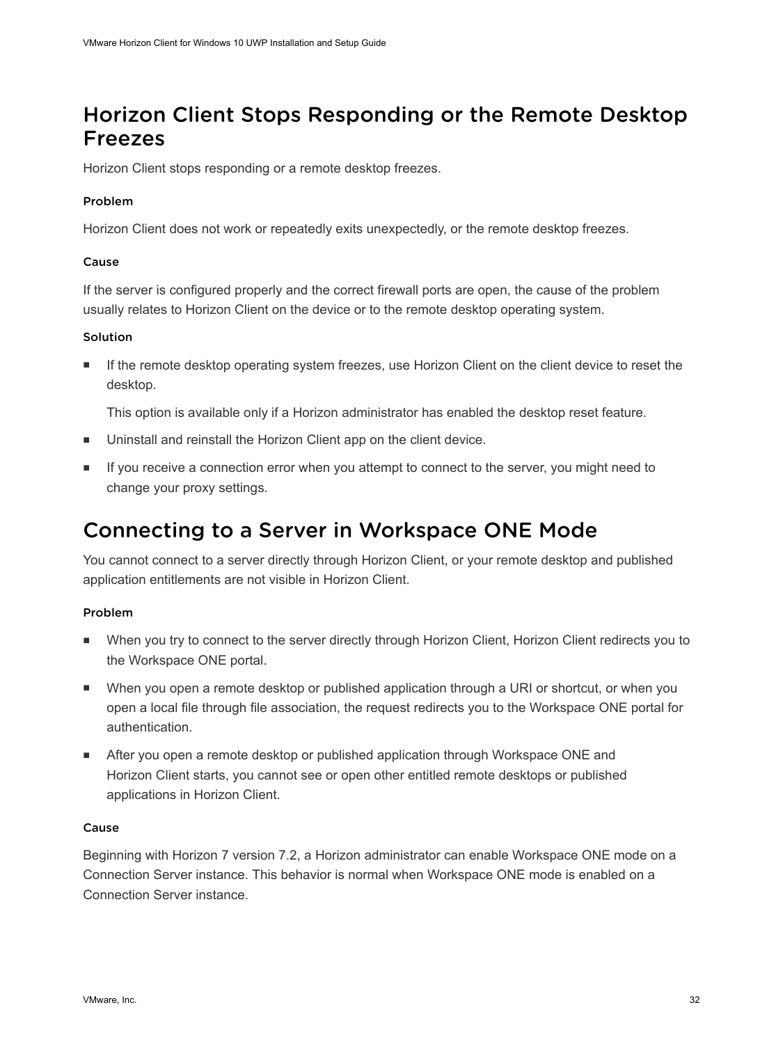## Horizon Client Stops Responding or the Remote Desktop Freezes

Horizon Client stops responding or a remote desktop freezes.

### Problem

Horizon Client does not work or repeatedly exits unexpectedly, or the remote desktop freezes.

### Cause

If the server is configured properly and the correct firewall ports are open, the cause of the problem usually relates to Horizon Client on the device or to the remote desktop operating system.

### Solution

- If the remote desktop operating system freezes, use Horizon Client on the client device to reset the desktop.

  This option is available only if a Horizon administrator has enabled the desktop reset feature.
- Uninstall and reinstall the Horizon Client app on the client device.
- If you receive a connection error when you attempt to connect to the server, you might need to change your proxy settings.

## Connecting to a Server in Workspace ONE Mode

You cannot connect to a server directly through Horizon Client, or your remote desktop and published application entitlements are not visible in Horizon Client.

### Problem

- When you try to connect to the server directly through Horizon Client, Horizon Client redirects you to the Workspace ONE portal.
- When you open a remote desktop or published application through a URI or shortcut, or when you open a local file through file association, the request redirects you to the Workspace ONE portal for authentication.
- After you open a remote desktop or published application through Workspace ONE and Horizon Client starts, you cannot see or open other entitled remote desktops or published applications in Horizon Client.

### Cause

Beginning with Horizon 7 version 7.2, a Horizon administrator can enable Workspace ONE mode on a Connection Server instance. This behavior is normal when Workspace ONE mode is enabled on a Connection Server instance.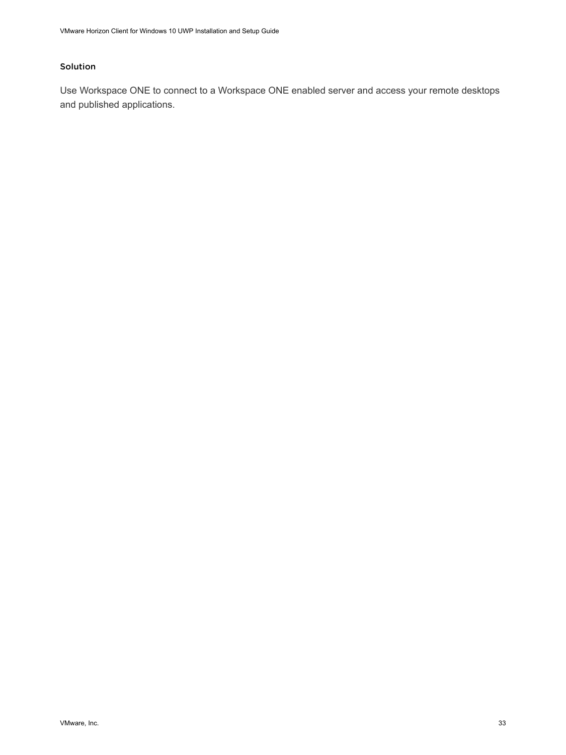#### Solution

Use Workspace ONE to connect to a Workspace ONE enabled server and access your remote desktops and published applications.